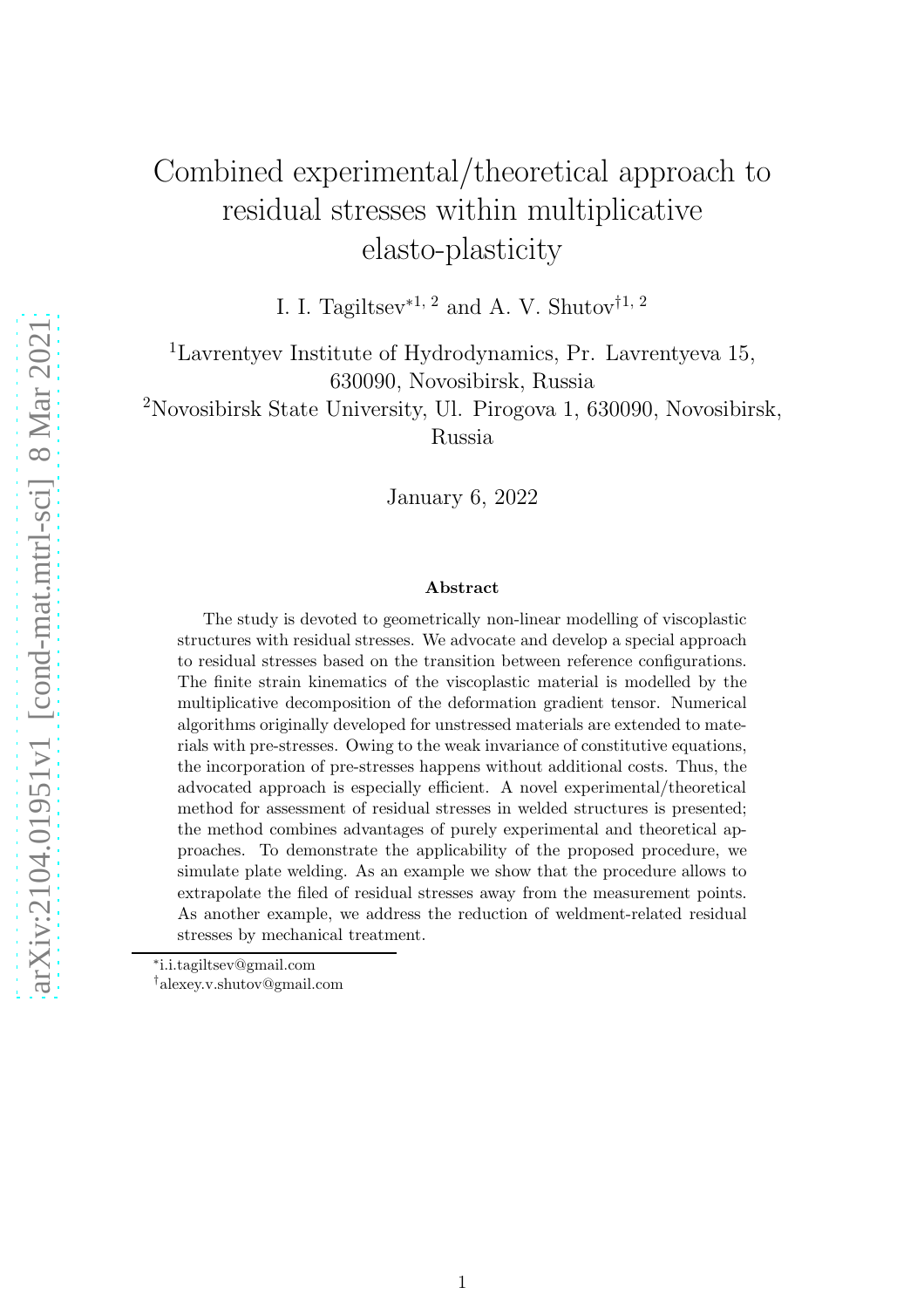# Combined experimental/theoretical approach to residual stresses within multiplicative elasto-plasticity

I. I. Tagiltsev*[1, 2] and A. V. Shutov†[1, 2]

[1]Lavrentyev Institute of Hydrodynamics, Pr. Lavrentyeva 15, 630090, Novosibirsk, Russia

[2]Novosibirsk State University, Ul. Pirogova 1, 630090, Novosibirsk, Russia

January 6, 2022

### Abstract

The study is devoted to geometrically non-linear modelling of viscoplastic structures with residual stresses. We advocate and develop a special approach to residual stresses based on the transition between reference configurations. The finite strain kinematics of the viscoplastic material is modelled by the multiplicative decomposition of the deformation gradient tensor. Numerical algorithms originally developed for unstressed materials are extended to materials with pre-stresses. Owing to the weak invariance of constitutive equations, the incorporation of pre-stresses happens without additional costs. Thus, the advocated approach is especially efficient. A novel experimental/theoretical method for assessment of residual stresses in welded structures is presented; the method combines advantages of purely experimental and theoretical approaches. To demonstrate the applicability of the proposed procedure, we simulate plate welding. As an example we show that the procedure allows to extrapolate the filed of residual stresses away from the measurement points. As another example, we address the reduction of weldment-related residual stresses by mechanical treatment.

*i.i.tagiltsev@gmail.com

†alexey.v.shutov@gmail.com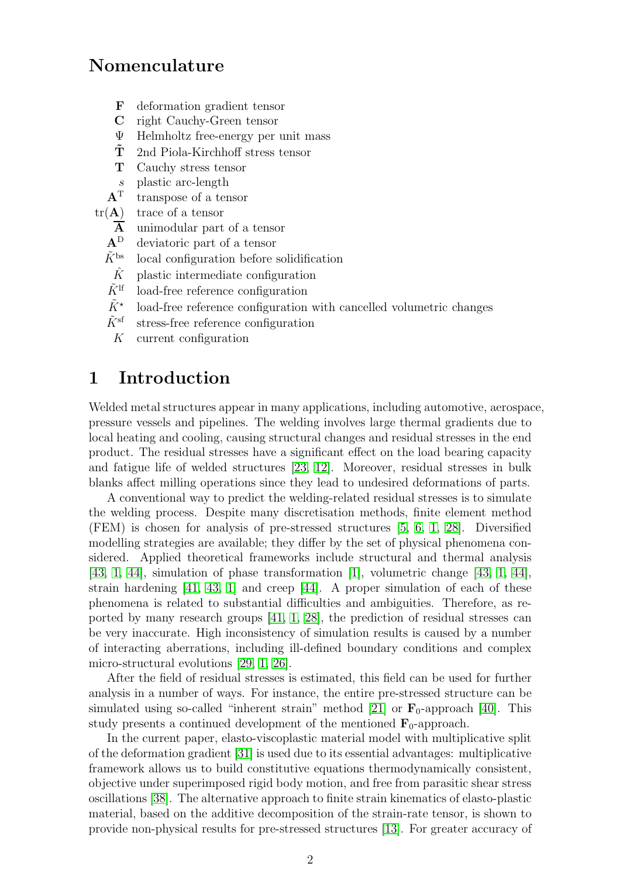## Nomenculature

- $\mathbf{F}$ deformation gradient tensor
- $\mathbf{C}$ right Cauchy-Green tensor
- $\Psi$ Helmholtz free-energy per unit mass
- $\tilde{\mathbf{T}}$ 2nd Piola-Kirchhoff stress tensor
- $\mathbf{T}$ Cauchy stress tensor
- $s$ plastic arc-length
- $\mathbf{A}^{\mathrm{T}}$ transpose of a tensor
- $\mathrm{tr}(\mathbf{A})$ trace of a tensor
- $\overline{\mathbf{A}}$ unimodular part of a tensor
- $\mathbf{A}^{\mathrm{D}}$ deviatoric part of a tensor
- $\tilde{K}^{\mathrm{bs}}$ local configuration before solidification
- $\hat{K}$ plastic intermediate configuration
- $\tilde{K}^{\mathrm{lf}}$ load-free reference configuration
- $\tilde{K}^{\star}$ load-free reference configuration with cancelled volumetric changes
- $\tilde{K}^{\mathrm{sf}}$ stress-free reference configuration
- $K$ current configuration

# 1 Introduction

Welded metal structures appear in many applications, including automotive, aerospace, pressure vessels and pipelines. The welding involves large thermal gradients due to local heating and cooling, causing structural changes and residual stresses in the end product. The residual stresses have a significant effect on the load bearing capacity and fatigue life of welded structures [23, 12]. Moreover, residual stresses in bulk blanks affect milling operations since they lead to undesired deformations of parts.

A conventional way to predict the welding-related residual stresses is to simulate the welding process. Despite many discretisation methods, finite element method (FEM) is chosen for analysis of pre-stressed structures [5, 6, 1, 28]. Diversified modelling strategies are available; they differ by the set of physical phenomena considered. Applied theoretical frameworks include structural and thermal analysis [43, 1, 44], simulation of phase transformation [1], volumetric change [43, 1, 44], strain hardening [41, 43, 1] and creep [44]. A proper simulation of each of these phenomena is related to substantial difficulties and ambiguities. Therefore, as reported by many research groups [41, 1, 28], the prediction of residual stresses can be very inaccurate. High inconsistency of simulation results is caused by a number of interacting aberrations, including ill-defined boundary conditions and complex micro-structural evolutions [29, 1, 26].

After the field of residual stresses is estimated, this field can be used for further analysis in a number of ways. For instance, the entire pre-stressed structure can be simulated using so-called "inherent strain" method [21] or $\mathbf{F}_0$-approach [40]. This study presents a continued development of the mentioned $\mathbf{F}_0$-approach.

In the current paper, elasto-viscoplastic material model with multiplicative split of the deformation gradient [31] is used due to its essential advantages: multiplicative framework allows us to build constitutive equations thermodynamically consistent, objective under superimposed rigid body motion, and free from parasitic shear stress oscillations [38]. The alternative approach to finite strain kinematics of elasto-plastic material, based on the additive decomposition of the strain-rate tensor, is shown to provide non-physical results for pre-stressed structures [13]. For greater accuracy of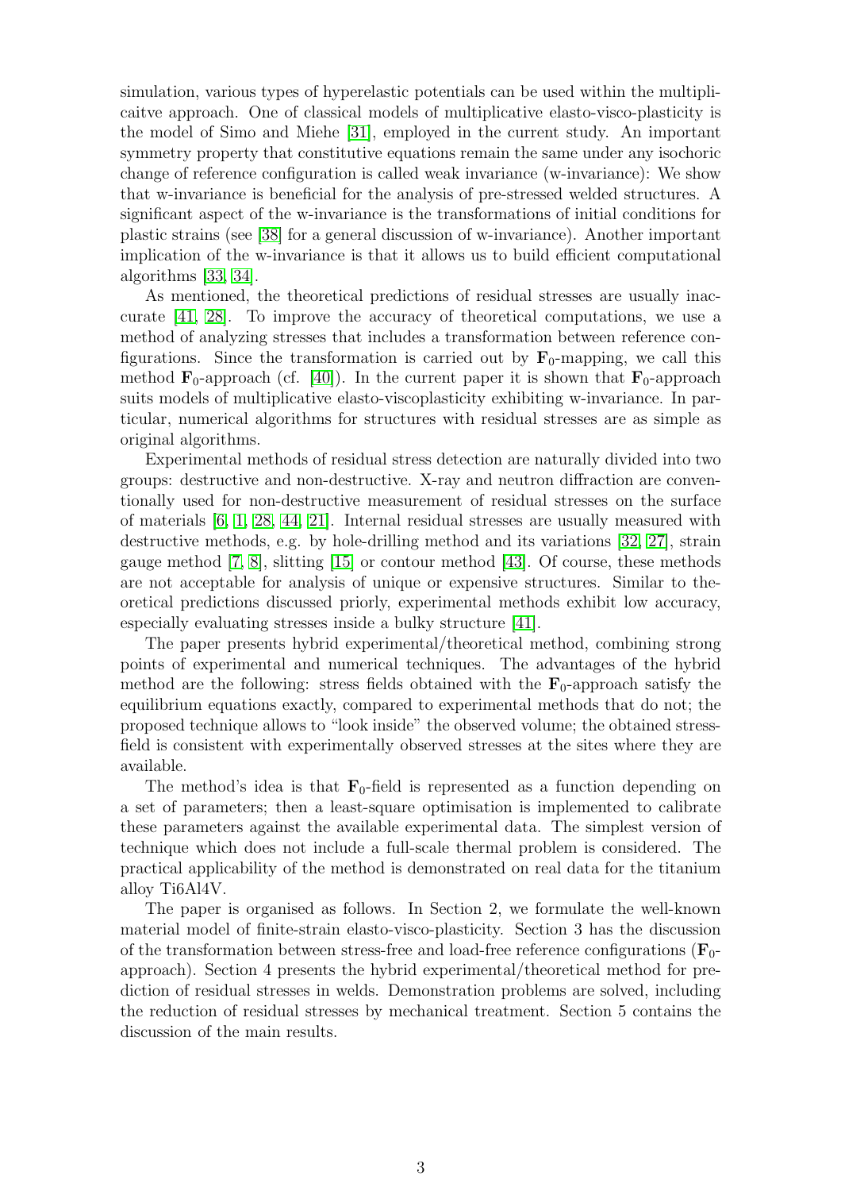simulation, various types of hyperelastic potentials can be used within the multiplicaitve approach. One of classical models of multiplicative elasto-visco-plasticity is the model of Simo and Miehe [31], employed in the current study. An important symmetry property that constitutive equations remain the same under any isochoric change of reference configuration is called weak invariance (w-invariance): We show that w-invariance is beneficial for the analysis of pre-stressed welded structures. A significant aspect of the w-invariance is the transformations of initial conditions for plastic strains (see [38] for a general discussion of w-invariance). Another important implication of the w-invariance is that it allows us to build efficient computational algorithms [33, 34].

As mentioned, the theoretical predictions of residual stresses are usually inaccurate [41, 28]. To improve the accuracy of theoretical computations, we use a method of analyzing stresses that includes a transformation between reference configurations. Since the transformation is carried out by $\mathbf{F}_0$-mapping, we call this method $\mathbf{F}_0$-approach (cf. [40]). In the current paper it is shown that $\mathbf{F}_0$-approach suits models of multiplicative elasto-viscoplasticity exhibiting w-invariance. In particular, numerical algorithms for structures with residual stresses are as simple as original algorithms.

Experimental methods of residual stress detection are naturally divided into two groups: destructive and non-destructive. X-ray and neutron diffraction are conventionally used for non-destructive measurement of residual stresses on the surface of materials [6, 1, 28, 44, 21]. Internal residual stresses are usually measured with destructive methods, e.g. by hole-drilling method and its variations [32, 27], strain gauge method [7, 8], slitting [15] or contour method [43]. Of course, these methods are not acceptable for analysis of unique or expensive structures. Similar to theoretical predictions discussed priorly, experimental methods exhibit low accuracy, especially evaluating stresses inside a bulky structure [41].

The paper presents hybrid experimental/theoretical method, combining strong points of experimental and numerical techniques. The advantages of the hybrid method are the following: stress fields obtained with the $\mathbf{F}_0$-approach satisfy the equilibrium equations exactly, compared to experimental methods that do not; the proposed technique allows to "look inside" the observed volume; the obtained stress-field is consistent with experimentally observed stresses at the sites where they are available.

The method's idea is that $\mathbf{F}_0$-field is represented as a function depending on a set of parameters; then a least-square optimisation is implemented to calibrate these parameters against the available experimental data. The simplest version of technique which does not include a full-scale thermal problem is considered. The practical applicability of the method is demonstrated on real data for the titanium alloy Ti6Al4V.

The paper is organised as follows. In Section 2, we formulate the well-known material model of finite-strain elasto-visco-plasticity. Section 3 has the discussion of the transformation between stress-free and load-free reference configurations ($\mathbf{F}_0$-approach). Section 4 presents the hybrid experimental/theoretical method for prediction of residual stresses in welds. Demonstration problems are solved, including the reduction of residual stresses by mechanical treatment. Section 5 contains the discussion of the main results.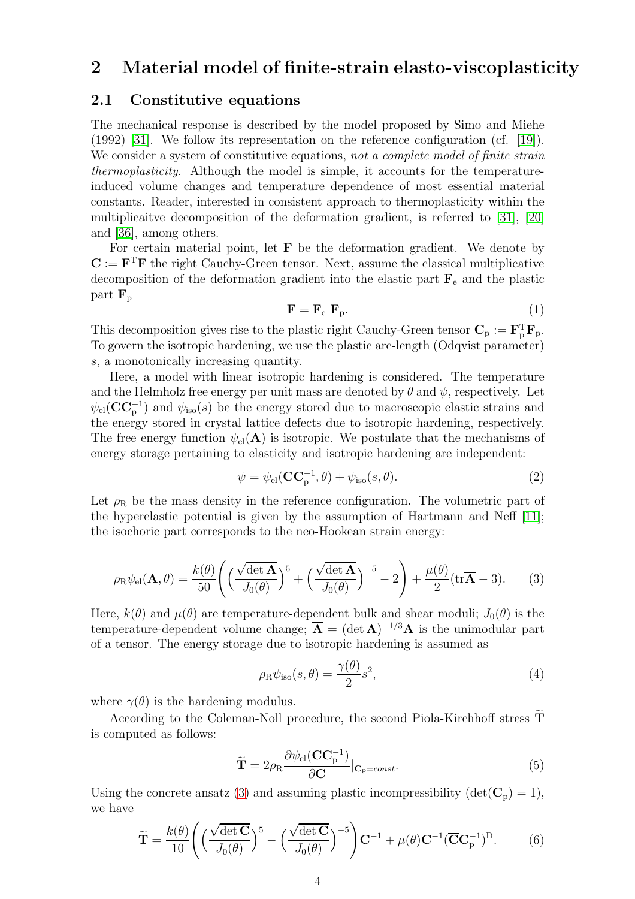# 2 Material model of finite-strain elasto-viscoplasticity

## 2.1 Constitutive equations

The mechanical response is described by the model proposed by Simo and Miehe (1992) [31]. We follow its representation on the reference configuration (cf. [19]). We consider a system of constitutive equations, *not a complete model of finite strain thermoplasticity*. Although the model is simple, it accounts for the temperature-induced volume changes and temperature dependence of most essential material constants. Reader, interested in consistent approach to thermoplasticity within the multiplicaitve decomposition of the deformation gradient, is referred to [31], [20] and [36], among others.

For certain material point, let $\mathbf{F}$ be the deformation gradient. We denote by $\mathbf{C} := \mathbf{F}^{\mathrm{T}}\mathbf{F}$ the right Cauchy-Green tensor. Next, assume the classical multiplicative decomposition of the deformation gradient into the elastic part $\mathbf{F}_{\mathrm{e}}$ and the plastic part $\mathbf{F}_{\mathrm{p}}$

$$\mathbf{F} = \mathbf{F}_{\mathrm{e}} \ \mathbf{F}_{\mathrm{p}}. \tag{1}$$

This decomposition gives rise to the plastic right Cauchy-Green tensor $\mathbf{C}_{\mathrm{p}} := \mathbf{F}_{\mathrm{p}}^{\mathrm{T}}\mathbf{F}_{\mathrm{p}}$. To govern the isotropic hardening, we use the plastic arc-length (Odqvist parameter) $s$, a monotonically increasing quantity.

Here, a model with linear isotropic hardening is considered. The temperature and the Helmholz free energy per unit mass are denoted by $\theta$ and $\psi$, respectively. Let $\psi_{\mathrm{el}}(\mathbf{C}\mathbf{C}_{\mathrm{p}}^{-1})$ and $\psi_{\mathrm{iso}}(s)$ be the energy stored due to macroscopic elastic strains and the energy stored in crystal lattice defects due to isotropic hardening, respectively. The free energy function $\psi_{\mathrm{el}}(\mathbf{A})$ is isotropic. We postulate that the mechanisms of energy storage pertaining to elasticity and isotropic hardening are independent:

$$\psi = \psi_{\mathrm{el}}(\mathbf{C}\mathbf{C}_{\mathrm{p}}^{-1}, \theta) + \psi_{\mathrm{iso}}(s, \theta). \tag{2}$$

Let $\rho_{\mathrm{R}}$ be the mass density in the reference configuration. The volumetric part of the hyperelastic potential is given by the assumption of Hartmann and Neff [11]; the isochoric part corresponds to the neo-Hookean strain energy:

$$\rho_{\mathrm{R}}\psi_{\mathrm{el}}(\mathbf{A}, \theta) = \frac{k(\theta)}{50}\bigg(\Big(\frac{\sqrt{\det \mathbf{A}}}{J_0(\theta)}\Big)^5 + \Big(\frac{\sqrt{\det \mathbf{A}}}{J_0(\theta)}\Big)^{-5} - 2\bigg) + \frac{\mu(\theta)}{2}(\mathrm{tr}\overline{\mathbf{A}} - 3). \tag{3}$$

Here, $k(\theta)$ and $\mu(\theta)$ are temperature-dependent bulk and shear moduli; $J_0(\theta)$ is the temperature-dependent volume change; $\overline{\mathbf{A}} = (\det \mathbf{A})^{-1/3}\mathbf{A}$ is the unimodular part of a tensor. The energy storage due to isotropic hardening is assumed as

$$\rho_{\mathrm{R}}\psi_{\mathrm{iso}}(s, \theta) = \frac{\gamma(\theta)}{2}s^2, \tag{4}$$

where $\gamma(\theta)$ is the hardening modulus.

According to the Coleman-Noll procedure, the second Piola-Kirchhoff stress $\widetilde{\mathbf{T}}$ is computed as follows:

$$\widetilde{\mathbf{T}} = 2\rho_{\mathrm{R}}\frac{\partial \psi_{\mathrm{el}}(\mathbf{C}\mathbf{C}_{\mathrm{p}}^{-1})}{\partial \mathbf{C}}\Big|_{\mathbf{C}_{\mathrm{p}}=const}. \tag{5}$$

Using the concrete ansatz (3) and assuming plastic incompressibility ($\det(\mathbf{C}_{\mathrm{p}}) = 1$), we have

$$\widetilde{\mathbf{T}} = \frac{k(\theta)}{10}\bigg(\Big(\frac{\sqrt{\det \mathbf{C}}}{J_0(\theta)}\Big)^5 - \Big(\frac{\sqrt{\det \mathbf{C}}}{J_0(\theta)}\Big)^{-5}\bigg)\mathbf{C}^{-1} + \mu(\theta)\mathbf{C}^{-1}(\overline{\mathbf{C}}\mathbf{C}_{\mathrm{p}}^{-1})^{\mathrm{D}}. \tag{6}$$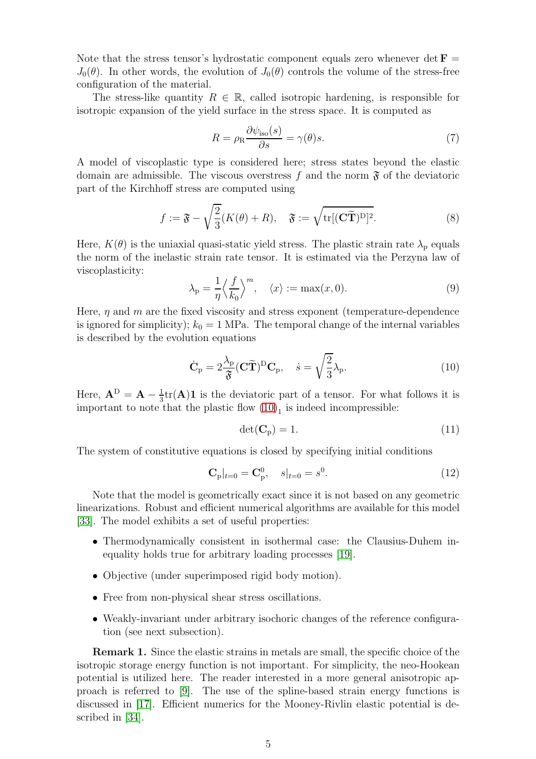Note that the stress tensor's hydrostatic component equals zero whenever $\det \mathbf{F} = J_0(\theta)$. In other words, the evolution of $J_0(\theta)$ controls the volume of the stress-free configuration of the material.

The stress-like quantity $R \in \mathbb{R}$, called isotropic hardening, is responsible for isotropic expansion of the yield surface in the stress space. It is computed as

$$R = \rho_{\mathrm{R}} \frac{\partial \psi_{\mathrm{iso}}(s)}{\partial s} = \gamma(\theta) s. \tag{7}$$

A model of viscoplastic type is considered here; stress states beyond the elastic domain are admissible. The viscous overstress $f$ and the norm $\mathfrak{F}$ of the deviatoric part of the Kirchhoff stress are computed using

$$f := \mathfrak{F} - \sqrt{\frac{2}{3}}(K(\theta) + R), \quad \mathfrak{F} := \sqrt{\mathrm{tr}[(\mathbf{C}\widetilde{\mathbf{T}})^{\mathrm{D}}]^2}. \tag{8}$$

Here, $K(\theta)$ is the uniaxial quasi-static yield stress. The plastic strain rate $\lambda_{\mathrm{p}}$ equals the norm of the inelastic strain rate tensor. It is estimated via the Perzyna law of viscoplasticity:

$$\lambda_{\mathrm{p}} = \frac{1}{\eta} \Big\langle \frac{f}{k_0} \Big\rangle^{m}, \quad \langle x \rangle := \max(x, 0). \tag{9}$$

Here, $\eta$ and $m$ are the fixed viscosity and stress exponent (temperature-dependence is ignored for simplicity); $k_0 = 1$ MPa. The temporal change of the internal variables is described by the evolution equations

$$\dot{\mathbf{C}}_{\mathrm{p}} = 2 \frac{\lambda_{\mathrm{p}}}{\mathfrak{F}} (\mathbf{C}\widetilde{\mathbf{T}})^{\mathrm{D}} \mathbf{C}_{\mathrm{p}}, \quad \dot{s} = \sqrt{\frac{2}{3}} \lambda_{\mathrm{p}}. \tag{10}$$

Here, $\mathbf{A}^{\mathrm{D}} = \mathbf{A} - \frac{1}{3}\mathrm{tr}(\mathbf{A})\mathbf{1}$ is the deviatoric part of a tensor. For what follows it is important to note that the plastic flow $(10)_1$ is indeed incompressible:

$$\det(\mathbf{C}_{\mathrm{p}}) = 1. \tag{11}$$

The system of constitutive equations is closed by specifying initial conditions

$$\mathbf{C}_{\mathrm{p}}|_{t=0} = \mathbf{C}_{\mathrm{p}}^{0}, \quad s|_{t=0} = s^{0}. \tag{12}$$

Note that the model is geometrically exact since it is not based on any geometric linearizations. Robust and efficient numerical algorithms are available for this model [33]. The model exhibits a set of useful properties:

- Thermodynamically consistent in isothermal case: the Clausius-Duhem inequality holds true for arbitrary loading processes [19].
- Objective (under superimposed rigid body motion).
- Free from non-physical shear stress oscillations.
- Weakly-invariant under arbitrary isochoric changes of the reference configuration (see next subsection).

**Remark 1.** Since the elastic strains in metals are small, the specific choice of the isotropic storage energy function is not important. For simplicity, the neo-Hookean potential is utilized here. The reader interested in a more general anisotropic approach is referred to [9]. The use of the spline-based strain energy functions is discussed in [17]. Efficient numerics for the Mooney-Rivlin elastic potential is described in [34].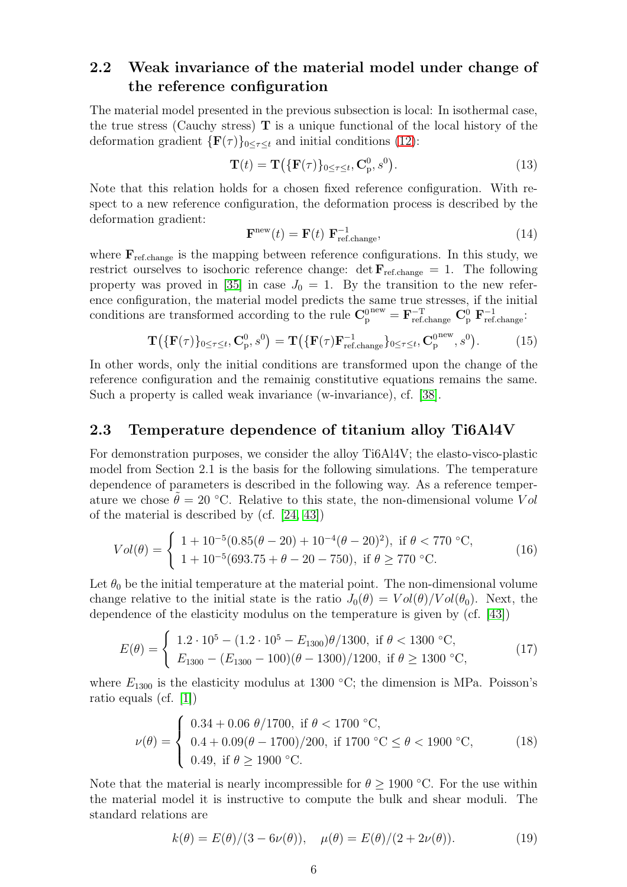## 2.2 Weak invariance of the material model under change of the reference configuration

The material model presented in the previous subsection is local: In isothermal case, the true stress (Cauchy stress) $\mathbf{T}$ is a unique functional of the local history of the deformation gradient $\{\mathbf{F}(\tau)\}_{0 \leq \tau \leq t}$ and initial conditions (12):

$$\mathbf{T}(t) = \mathbf{T}\big(\{\mathbf{F}(\tau)\}_{0 \leq \tau \leq t}, \mathbf{C}^0_{\text{p}}, s^0\big). \tag{13}$$

Note that this relation holds for a chosen fixed reference configuration. With respect to a new reference configuration, the deformation process is described by the deformation gradient:

$$\mathbf{F}^{\text{new}}(t) = \mathbf{F}(t) \ \mathbf{F}^{-1}_{\text{ref.change}}, \tag{14}$$

where $\mathbf{F}_{\text{ref.change}}$ is the mapping between reference configurations. In this study, we restrict ourselves to isochoric reference change: $\det \mathbf{F}_{\text{ref.change}} = 1$. The following property was proved in [35] in case $J_0 = 1$. By the transition to the new reference configuration, the material model predicts the same true stresses, if the initial conditions are transformed according to the rule $\mathbf{C}^{0^{\text{new}}}_{\text{p}} = \mathbf{F}^{-\text{T}}_{\text{ref.change}} \ \mathbf{C}^0_{\text{p}} \ \mathbf{F}^{-1}_{\text{ref.change}}$:

$$\mathbf{T}\big(\{\mathbf{F}(\tau)\}_{0 \leq \tau \leq t}, \mathbf{C}^0_{\text{p}}, s^0\big) = \mathbf{T}\big(\{\mathbf{F}(\tau)\mathbf{F}^{-1}_{\text{ref.change}}\}_{0 \leq \tau \leq t}, \mathbf{C}^{0^{\text{new}}}_{\text{p}}, s^0\big). \tag{15}$$

In other words, only the initial conditions are transformed upon the change of the reference configuration and the remainig constitutive equations remains the same. Such a property is called weak invariance (w-invariance), cf. [38].

## 2.3 Temperature dependence of titanium alloy Ti6Al4V

For demonstration purposes, we consider the alloy Ti6Al4V; the elasto-visco-plastic model from Section 2.1 is the basis for the following simulations. The temperature dependence of parameters is described in the following way. As a reference temperature we chose $\tilde{\theta} = 20$ °C. Relative to this state, the non-dimensional volume $Vol$ of the material is described by (cf. [24, 43])

$$Vol(\theta) = \begin{cases} 1 + 10^{-5}(0.85(\theta - 20) + 10^{-4}(\theta - 20)^2), \ \text{if } \theta < 770 \ ^\circ\text{C}, \\ 1 + 10^{-5}(693.75 + \theta - 20 - 750), \ \text{if } \theta \geq 770 \ ^\circ\text{C}. \end{cases} \tag{16}$$

Let $\theta_0$ be the initial temperature at the material point. The non-dimensional volume change relative to the initial state is the ratio $J_0(\theta) = Vol(\theta)/Vol(\theta_0)$. Next, the dependence of the elasticity modulus on the temperature is given by (cf. [43])

$$E(\theta) = \begin{cases} 1.2 \cdot 10^5 - (1.2 \cdot 10^5 - E_{1300})\theta/1300, \ \text{if } \theta < 1300 \ ^\circ\text{C}, \\ E_{1300} - (E_{1300} - 100)(\theta - 1300)/1200, \ \text{if } \theta \geq 1300 \ ^\circ\text{C}, \end{cases} \tag{17}$$

where $E_{1300}$ is the elasticity modulus at 1300 °C; the dimension is MPa. Poisson's ratio equals (cf. [1])

$$\nu(\theta) = \begin{cases} 0.34 + 0.06 \ \theta/1700, \ \text{if } \theta < 1700 \ ^\circ\text{C}, \\ 0.4 + 0.09(\theta - 1700)/200, \ \text{if } 1700 \ ^\circ\text{C} \leq \theta < 1900 \ ^\circ\text{C}, \\ 0.49, \ \text{if } \theta \geq 1900 \ ^\circ\text{C}. \end{cases} \tag{18}$$

Note that the material is nearly incompressible for $\theta \geq 1900$ °C. For the use within the material model it is instructive to compute the bulk and shear moduli. The standard relations are

$$k(\theta) = E(\theta)/(3 - 6\nu(\theta)), \quad \mu(\theta) = E(\theta)/(2 + 2\nu(\theta)). \tag{19}$$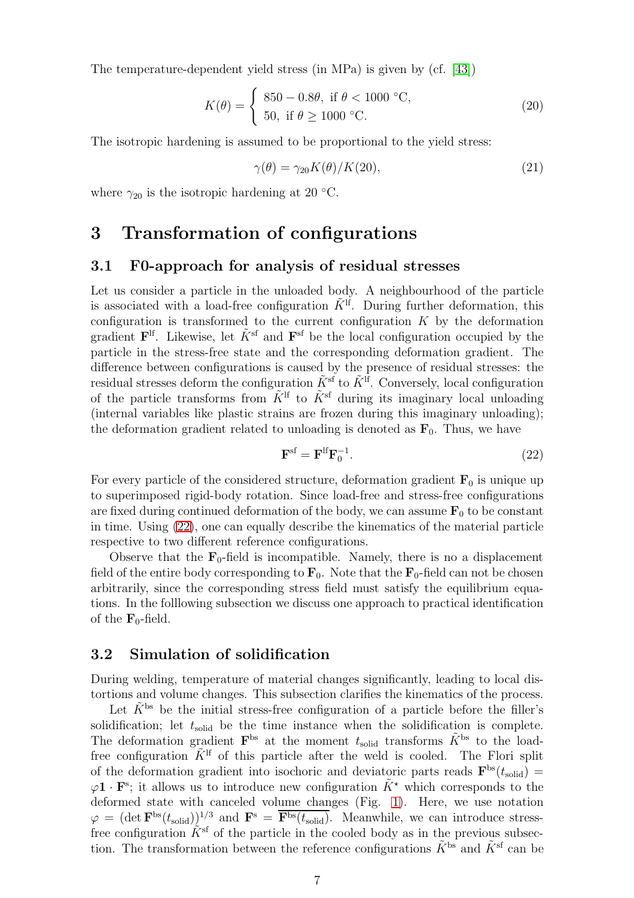The temperature-dependent yield stress (in MPa) is given by (cf. [43])

$$K(\theta) = \begin{cases} 850 - 0.8\theta, \text{ if } \theta < 1000 \text{ °C}, \\ 50, \text{ if } \theta \geq 1000 \text{ °C}. \end{cases} \tag{20}$$

The isotropic hardening is assumed to be proportional to the yield stress:

$$\gamma(\theta) = \gamma_{20} K(\theta)/K(20), \tag{21}$$

where $\gamma_{20}$ is the isotropic hardening at 20 °C.

# 3 Transformation of configurations

## 3.1 F0-approach for analysis of residual stresses

Let us consider a particle in the unloaded body. A neighbourhood of the particle is associated with a load-free configuration $\tilde{K}^{\text{lf}}$. During further deformation, this configuration is transformed to the current configuration $K$ by the deformation gradient $\mathbf{F}^{\text{lf}}$. Likewise, let $\tilde{K}^{\text{sf}}$ and $\mathbf{F}^{\text{sf}}$ be the local configuration occupied by the particle in the stress-free state and the corresponding deformation gradient. The difference between configurations is caused by the presence of residual stresses: the residual stresses deform the configuration $\tilde{K}^{\text{sf}}$ to $\tilde{K}^{\text{lf}}$. Conversely, local configuration of the particle transforms from $\tilde{K}^{\text{lf}}$ to $\tilde{K}^{\text{sf}}$ during its imaginary local unloading (internal variables like plastic strains are frozen during this imaginary unloading); the deformation gradient related to unloading is denoted as $\mathbf{F}_0$. Thus, we have

$$\mathbf{F}^{\text{sf}} = \mathbf{F}^{\text{lf}} \mathbf{F}_0^{-1}. \tag{22}$$

For every particle of the considered structure, deformation gradient $\mathbf{F}_0$ is unique up to superimposed rigid-body rotation. Since load-free and stress-free configurations are fixed during continued deformation of the body, we can assume $\mathbf{F}_0$ to be constant in time. Using (22), one can equally describe the kinematics of the material particle respective to two different reference configurations.

Observe that the $\mathbf{F}_0$-field is incompatible. Namely, there is no a displacement field of the entire body corresponding to $\mathbf{F}_0$. Note that the $\mathbf{F}_0$-field can not be chosen arbitrarily, since the corresponding stress field must satisfy the equilibrium equations. In the folllowing subsection we discuss one approach to practical identification of the $\mathbf{F}_0$-field.

## 3.2 Simulation of solidification

During welding, temperature of material changes significantly, leading to local distortions and volume changes. This subsection clarifies the kinematics of the process.

Let $\tilde{K}^{\text{bs}}$ be the initial stress-free configuration of a particle before the filler's solidification; let $t_{\text{solid}}$ be the time instance when the solidification is complete. The deformation gradient $\mathbf{F}^{\text{bs}}$ at the moment $t_{\text{solid}}$ transforms $\tilde{K}^{\text{bs}}$ to the load-free configuration $\tilde{K}^{\text{lf}}$ of this particle after the weld is cooled. The Flori split of the deformation gradient into isochoric and deviatoric parts reads $\mathbf{F}^{\text{bs}}(t_{\text{solid}}) = \varphi \mathbf{1} \cdot \mathbf{F}^{\text{s}}$; it allows us to introduce new configuration $\tilde{K}^{\star}$ which corresponds to the deformed state with canceled volume changes (Fig. 1). Here, we use notation $\varphi = (\det \mathbf{F}^{\text{bs}}(t_{\text{solid}}))^{1/3}$ and $\mathbf{F}^{\text{s}} = \overline{\mathbf{F}^{\text{bs}}(t_{\text{solid}})}$. Meanwhile, we can introduce stress-free configuration $\tilde{K}^{\text{sf}}$ of the particle in the cooled body as in the previous subsection. The transformation between the reference configurations $\tilde{K}^{\text{bs}}$ and $\tilde{K}^{\text{sf}}$ can be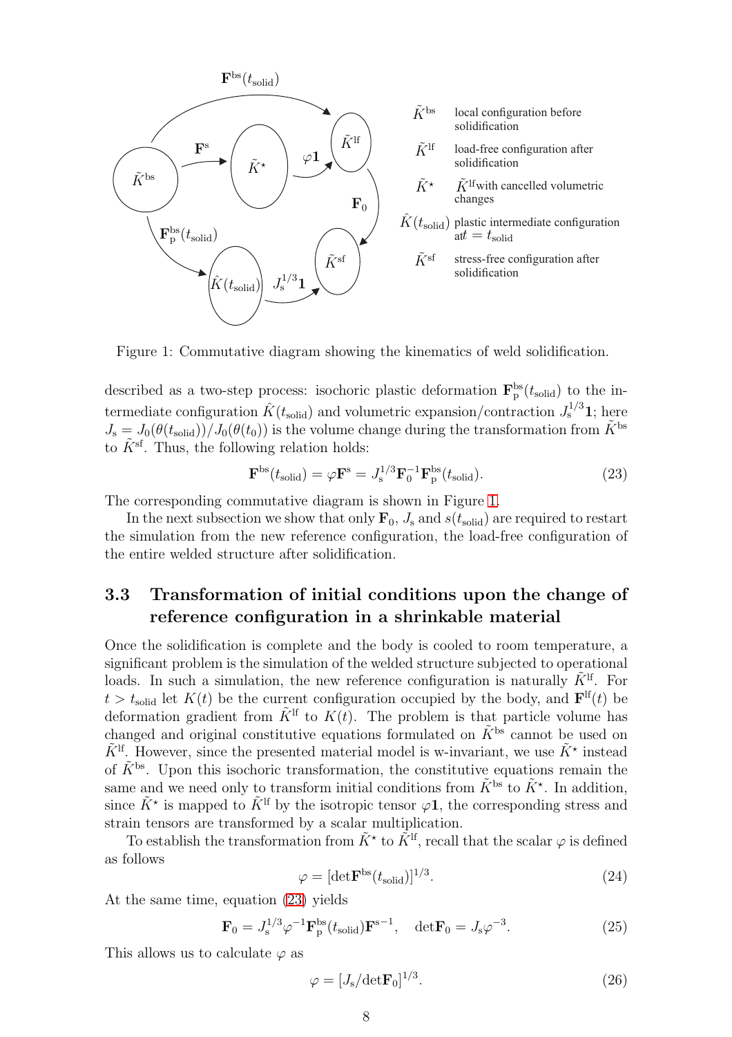Figure 1: Commutative diagram showing the kinematics of weld solidification.

described as a two-step process: isochoric plastic deformation $\mathbf{F}^{\mathrm{bs}}_{\mathrm{p}}(t_{\mathrm{solid}})$ to the intermediate configuration $\hat{K}(t_{\mathrm{solid}})$ and volumetric expansion/contraction $J_{\mathrm{s}}^{1/3}\mathbf{1}$; here $J_{\mathrm{s}} = J_0(\theta(t_{\mathrm{solid}}))/J_0(\theta(t_0))$ is the volume change during the transformation from $\tilde{K}^{\mathrm{bs}}$ to $\tilde{K}^{\mathrm{sf}}$. Thus, the following relation holds:

$$\mathbf{F}^{\mathrm{bs}}(t_{\mathrm{solid}}) = \varphi \mathbf{F}^{\mathrm{s}} = J_{\mathrm{s}}^{1/3} \mathbf{F}_0^{-1} \mathbf{F}^{\mathrm{bs}}_{\mathrm{p}}(t_{\mathrm{solid}}). \tag{23}$$

The corresponding commutative diagram is shown in Figure 1.

In the next subsection we show that only $\mathbf{F}_0$, $J_{\mathrm{s}}$ and $s(t_{\mathrm{solid}})$ are required to restart the simulation from the new reference configuration, the load-free configuration of the entire welded structure after solidification.

### 3.3 Transformation of initial conditions upon the change of reference configuration in a shrinkable material

Once the solidification is complete and the body is cooled to room temperature, a significant problem is the simulation of the welded structure subjected to operational loads. In such a simulation, the new reference configuration is naturally $\tilde{K}^{\mathrm{lf}}$. For $t > t_{\mathrm{solid}}$ let $K(t)$ be the current configuration occupied by the body, and $\mathbf{F}^{\mathrm{lf}}(t)$ be deformation gradient from $\tilde{K}^{\mathrm{lf}}$ to $K(t)$. The problem is that particle volume has changed and original constitutive equations formulated on $\tilde{K}^{\mathrm{bs}}$ cannot be used on $\tilde{K}^{\mathrm{lf}}$. However, since the presented material model is w-invariant, we use $\tilde{K}^{\star}$ instead of $\tilde{K}^{\mathrm{bs}}$. Upon this isochoric transformation, the constitutive equations remain the same and we need only to transform initial conditions from $\tilde{K}^{\mathrm{bs}}$ to $\tilde{K}^{\star}$. In addition, since $\tilde{K}^{\star}$ is mapped to $\tilde{K}^{\mathrm{lf}}$ by the isotropic tensor $\varphi\mathbf{1}$, the corresponding stress and strain tensors are transformed by a scalar multiplication.

To establish the transformation from $\tilde{K}^{\star}$ to $\tilde{K}^{\mathrm{lf}}$, recall that the scalar $\varphi$ is defined as follows

$$\varphi = [\det \mathbf{F}^{\mathrm{bs}}(t_{\mathrm{solid}})]^{1/3}. \tag{24}$$

At the same time, equation (23) yields

$$\mathbf{F}_0 = J_{\mathrm{s}}^{1/3} \varphi^{-1} \mathbf{F}^{\mathrm{bs}}_{\mathrm{p}}(t_{\mathrm{solid}}) \mathbf{F}^{\mathrm{s}\,-1}, \quad \det \mathbf{F}_0 = J_{\mathrm{s}} \varphi^{-3}. \tag{25}$$

This allows us to calculate $\varphi$ as

$$\varphi = [J_{\mathrm{s}} / \det \mathbf{F}_0]^{1/3}. \tag{26}$$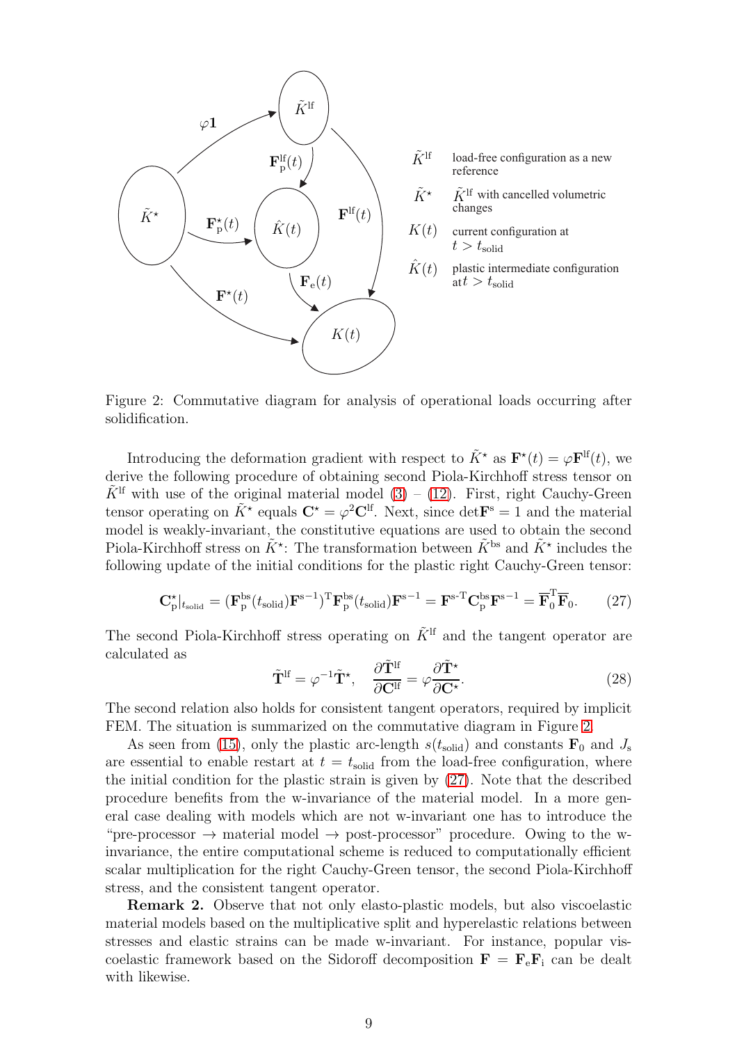Figure 2: Commutative diagram for analysis of operational loads occurring after solidification.

Introducing the deformation gradient with respect to $\tilde{K}^\star$ as $\mathbf{F}^\star(t) = \varphi \mathbf{F}^{\mathrm{lf}}(t)$, we derive the following procedure of obtaining second Piola-Kirchhoff stress tensor on $\tilde{K}^{\mathrm{lf}}$ with use of the original material model (3) – (12). First, right Cauchy-Green tensor operating on $\tilde{K}^\star$ equals $\mathbf{C}^\star = \varphi^2 \mathbf{C}^{\mathrm{lf}}$. Next, since $\det \mathbf{F}^{\mathrm{s}} = 1$ and the material model is weakly-invariant, the constitutive equations are used to obtain the second Piola-Kirchhoff stress on $\tilde{K}^\star$: The transformation between $\tilde{K}^{\mathrm{bs}}$ and $\tilde{K}^\star$ includes the following update of the initial conditions for the plastic right Cauchy-Green tensor:

$$\mathbf{C}^\star_{\mathrm{p}}|_{t_{\mathrm{solid}}} = (\mathbf{F}^{\mathrm{bs}}_{\mathrm{p}}(t_{\mathrm{solid}}) \mathbf{F}^{\mathrm{s}-1})^{\mathrm{T}} \mathbf{F}^{\mathrm{bs}}_{\mathrm{p}}(t_{\mathrm{solid}}) \mathbf{F}^{\mathrm{s}-1} = \mathbf{F}^{\mathrm{s}\text{-}\mathrm{T}} \mathbf{C}^{\mathrm{bs}}_{\mathrm{p}} \mathbf{F}^{\mathrm{s}-1} = \overline{\mathbf{F}}_0^{\mathrm{T}} \overline{\mathbf{F}}_0. \tag{27}$$

The second Piola-Kirchhoff stress operating on $\tilde{K}^{\mathrm{lf}}$ and the tangent operator are calculated as

$$\tilde{\mathbf{T}}^{\mathrm{lf}} = \varphi^{-1} \tilde{\mathbf{T}}^\star, \quad \frac{\partial \tilde{\mathbf{T}}^{\mathrm{lf}}}{\partial \mathbf{C}^{\mathrm{lf}}} = \varphi \frac{\partial \tilde{\mathbf{T}}^\star}{\partial \mathbf{C}^\star}. \tag{28}$$

The second relation also holds for consistent tangent operators, required by implicit FEM. The situation is summarized on the commutative diagram in Figure 2.

As seen from (15), only the plastic arc-length $s(t_{\mathrm{solid}})$ and constants $\mathbf{F}_0$ and $J_{\mathrm{s}}$ are essential to enable restart at $t = t_{\mathrm{solid}}$ from the load-free configuration, where the initial condition for the plastic strain is given by (27). Note that the described procedure benefits from the w-invariance of the material model. In a more general case dealing with models which are not w-invariant one has to introduce the "pre-processor → material model → post-processor" procedure. Owing to the w-invariance, the entire computational scheme is reduced to computationally efficient scalar multiplication for the right Cauchy-Green tensor, the second Piola-Kirchhoff stress, and the consistent tangent operator.

**Remark 2.** Observe that not only elasto-plastic models, but also viscoelastic material models based on the multiplicative split and hyperelastic relations between stresses and elastic strains can be made w-invariant. For instance, popular viscoelastic framework based on the Sidoroff decomposition $\mathbf{F} = \mathbf{F}_{\mathrm{e}} \mathbf{F}_{\mathrm{i}}$ can be dealt with likewise.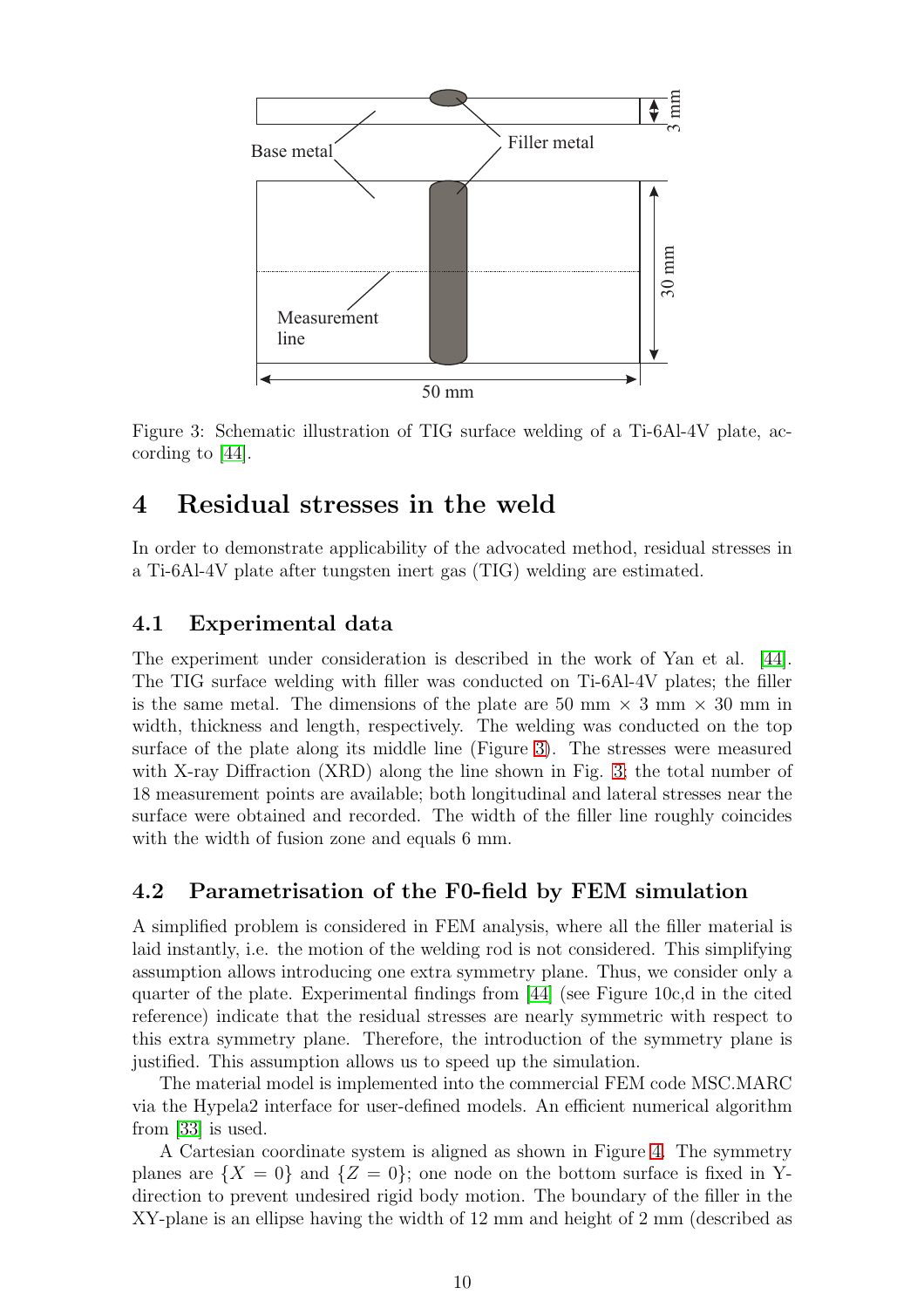Figure 3: Schematic illustration of TIG surface welding of a Ti-6Al-4V plate, according to [44].

# 4 Residual stresses in the weld

In order to demonstrate applicability of the advocated method, residual stresses in a Ti-6Al-4V plate after tungsten inert gas (TIG) welding are estimated.

## 4.1 Experimental data

The experiment under consideration is described in the work of Yan et al. [44]. The TIG surface welding with filler was conducted on Ti-6Al-4V plates; the filler is the same metal. The dimensions of the plate are 50 mm × 3 mm × 30 mm in width, thickness and length, respectively. The welding was conducted on the top surface of the plate along its middle line (Figure 3). The stresses were measured with X-ray Diffraction (XRD) along the line shown in Fig. 3; the total number of 18 measurement points are available; both longitudinal and lateral stresses near the surface were obtained and recorded. The width of the filler line roughly coincides with the width of fusion zone and equals 6 mm.

## 4.2 Parametrisation of the F0-field by FEM simulation

A simplified problem is considered in FEM analysis, where all the filler material is laid instantly, i.e. the motion of the welding rod is not considered. This simplifying assumption allows introducing one extra symmetry plane. Thus, we consider only a quarter of the plate. Experimental findings from [44] (see Figure 10c,d in the cited reference) indicate that the residual stresses are nearly symmetric with respect to this extra symmetry plane. Therefore, the introduction of the symmetry plane is justified. This assumption allows us to speed up the simulation.

The material model is implemented into the commercial FEM code MSC.MARC via the Hypela2 interface for user-defined models. An efficient numerical algorithm from [33] is used.

A Cartesian coordinate system is aligned as shown in Figure 4. The symmetry planes are $\{X = 0\}$ and $\{Z = 0\}$; one node on the bottom surface is fixed in Y-direction to prevent undesired rigid body motion. The boundary of the filler in the XY-plane is an ellipse having the width of 12 mm and height of 2 mm (described as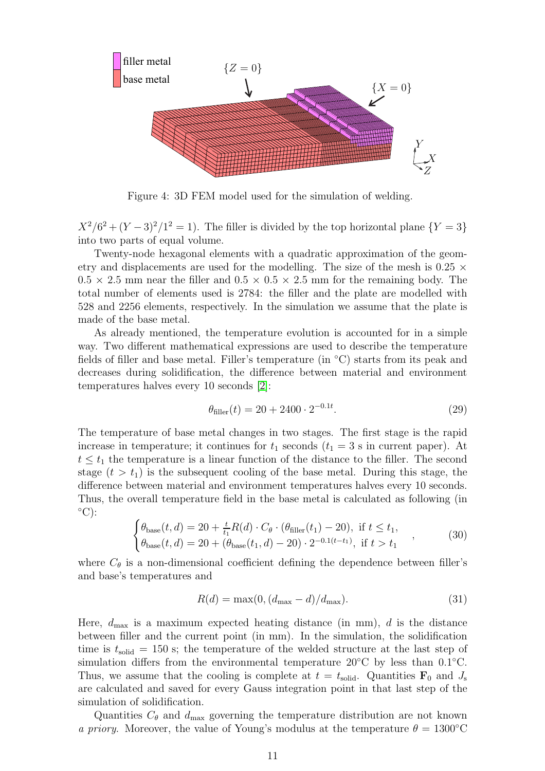Figure 4: 3D FEM model used for the simulation of welding.

$X^2/6^2 + (Y-3)^2/1^2 = 1$). The filler is divided by the top horizontal plane $\{Y = 3\}$ into two parts of equal volume.

Twenty-node hexagonal elements with a quadratic approximation of the geometry and displacements are used for the modelling. The size of the mesh is $0.25 \times 0.5 \times 2.5$ mm near the filler and $0.5 \times 0.5 \times 2.5$ mm for the remaining body. The total number of elements used is 2784: the filler and the plate are modelled with 528 and 2256 elements, respectively. In the simulation we assume that the plate is made of the base metal.

As already mentioned, the temperature evolution is accounted for in a simple way. Two different mathematical expressions are used to describe the temperature fields of filler and base metal. Filler's temperature (in °C) starts from its peak and decreases during solidification, the difference between material and environment temperatures halves every 10 seconds [2]:

$$\theta_{\text{filler}}(t) = 20 + 2400 \cdot 2^{-0.1t}. \tag{29}$$

The temperature of base metal changes in two stages. The first stage is the rapid increase in temperature; it continues for $t_1$ seconds ($t_1 = 3$ s in current paper). At $t \leq t_1$ the temperature is a linear function of the distance to the filler. The second stage ($t > t_1$) is the subsequent cooling of the base metal. During this stage, the difference between material and environment temperatures halves every 10 seconds. Thus, the overall temperature field in the base metal is calculated as following (in °C):

$$\begin{cases} \theta_{\text{base}}(t, d) = 20 + \frac{t}{t_1} R(d) \cdot C_\theta \cdot (\theta_{\text{filler}}(t_1) - 20), \ \text{if } t \leq t_1, \\ \theta_{\text{base}}(t, d) = 20 + (\theta_{\text{base}}(t_1, d) - 20) \cdot 2^{-0.1(t-t_1)}, \ \text{if } t > t_1 \end{cases}, \tag{30}$$

where $C_\theta$ is a non-dimensional coefficient defining the dependence between filler's and base's temperatures and

$$R(d) = \max(0, (d_{\max} - d)/d_{\max}). \tag{31}$$

Here, $d_{\max}$ is a maximum expected heating distance (in mm), $d$ is the distance between filler and the current point (in mm). In the simulation, the solidification time is $t_{\text{solid}} = 150$ s; the temperature of the welded structure at the last step of simulation differs from the environmental temperature 20°C by less than 0.1°C. Thus, we assume that the cooling is complete at $t = t_{\text{solid}}$. Quantities $\mathbf{F}_0$ and $J_{\text{s}}$ are calculated and saved for every Gauss integration point in that last step of the simulation of solidification.

Quantities $C_\theta$ and $d_{\max}$ governing the temperature distribution are not known *a priory*. Moreover, the value of Young's modulus at the temperature $\theta = 1300$°C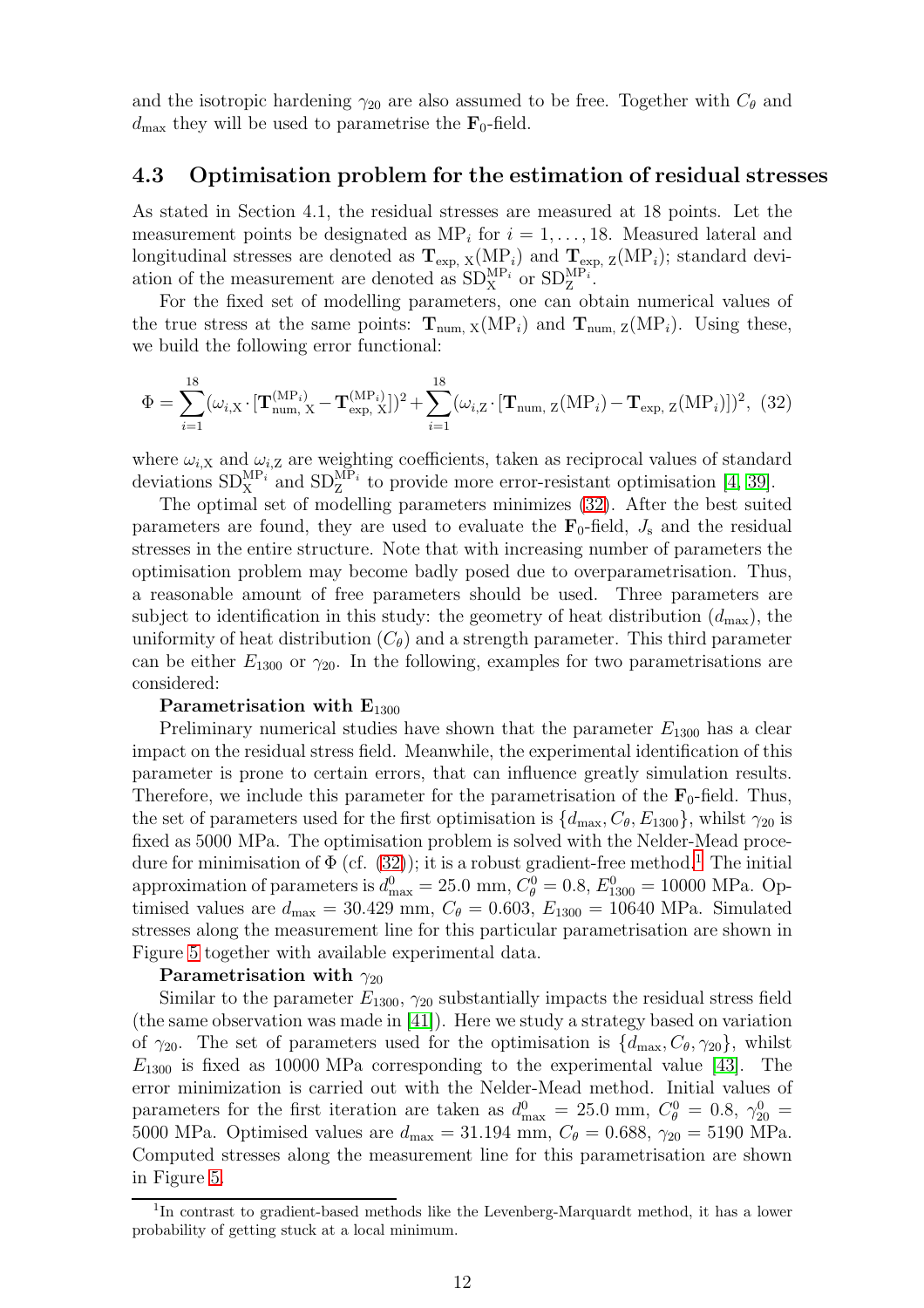and the isotropic hardening $\gamma_{20}$ are also assumed to be free. Together with $C_\theta$ and $d_{\max}$ they will be used to parametrise the $\mathbf{F}_0$-field.

### 4.3 Optimisation problem for the estimation of residual stresses

As stated in Section 4.1, the residual stresses are measured at 18 points. Let the measurement points be designated as $\mathrm{MP}_i$ for $i = 1, \ldots, 18$. Measured lateral and longitudinal stresses are denoted as $\mathbf{T}_{\mathrm{exp,\,X}}(\mathrm{MP}_i)$ and $\mathbf{T}_{\mathrm{exp,\,Z}}(\mathrm{MP}_i)$; standard deviation of the measurement are denoted as $\mathrm{SD}_{\mathrm{X}}^{\mathrm{MP}_i}$ or $\mathrm{SD}_{\mathrm{Z}}^{\mathrm{MP}_i}$.

For the fixed set of modelling parameters, one can obtain numerical values of the true stress at the same points: $\mathbf{T}_{\mathrm{num,\,X}}(\mathrm{MP}_i)$ and $\mathbf{T}_{\mathrm{num,\,Z}}(\mathrm{MP}_i)$. Using these, we build the following error functional:

$$\Phi = \sum_{i=1}^{18} (\omega_{i,\mathrm{X}} \cdot [\mathbf{T}_{\mathrm{num,\,X}}^{(\mathrm{MP}_i)} - \mathbf{T}_{\mathrm{exp,\,X}}^{(\mathrm{MP}_i)}])^2 + \sum_{i=1}^{18} (\omega_{i,\mathrm{Z}} \cdot [\mathbf{T}_{\mathrm{num,\,Z}}(\mathrm{MP}_i) - \mathbf{T}_{\mathrm{exp,\,Z}}(\mathrm{MP}_i)])^2, \quad (32)$$

where $\omega_{i,\mathrm{X}}$ and $\omega_{i,\mathrm{Z}}$ are weighting coefficients, taken as reciprocal values of standard deviations $\mathrm{SD}_{\mathrm{X}}^{\mathrm{MP}_i}$ and $\mathrm{SD}_{\mathrm{Z}}^{\mathrm{MP}_i}$ to provide more error-resistant optimisation [4, 39].

The optimal set of modelling parameters minimizes (32). After the best suited parameters are found, they are used to evaluate the $\mathbf{F}_0$-field, $J_{\mathrm{s}}$ and the residual stresses in the entire structure. Note that with increasing number of parameters the optimisation problem may become badly posed due to overparametrisation. Thus, a reasonable amount of free parameters should be used. Three parameters are subject to identification in this study: the geometry of heat distribution ($d_{\max}$), the uniformity of heat distribution ($C_\theta$) and a strength parameter. This third parameter can be either $E_{1300}$ or $\gamma_{20}$. In the following, examples for two parametrisations are considered:

**Parametrisation with $\mathbf{E}_{1300}$**

Preliminary numerical studies have shown that the parameter $E_{1300}$ has a clear impact on the residual stress field. Meanwhile, the experimental identification of this parameter is prone to certain errors, that can influence greatly simulation results. Therefore, we include this parameter for the parametrisation of the $\mathbf{F}_0$-field. Thus, the set of parameters used for the first optimisation is $\{d_{\max}, C_\theta, E_{1300}\}$, whilst $\gamma_{20}$ is fixed as 5000 MPa. The optimisation problem is solved with the Nelder-Mead procedure for minimisation of $\Phi$ (cf. (32)); it is a robust gradient-free method.[1] The initial approximation of parameters is $d^0_{\max} = 25.0$ mm, $C^0_\theta = 0.8$, $E^0_{1300} = 10000$ MPa. Optimised values are $d_{\max} = 30.429$ mm, $C_\theta = 0.603$, $E_{1300} = 10640$ MPa. Simulated stresses along the measurement line for this particular parametrisation are shown in Figure 5 together with available experimental data.

**Parametrisation with $\gamma_{20}$**

Similar to the parameter $E_{1300}$, $\gamma_{20}$ substantially impacts the residual stress field (the same observation was made in [41]). Here we study a strategy based on variation of $\gamma_{20}$. The set of parameters used for the optimisation is $\{d_{\max}, C_\theta, \gamma_{20}\}$, whilst $E_{1300}$ is fixed as 10000 MPa corresponding to the experimental value [43]. The error minimization is carried out with the Nelder-Mead method. Initial values of parameters for the first iteration are taken as $d^0_{\max} = 25.0$ mm, $C^0_\theta = 0.8$, $\gamma^0_{20} = 5000$ MPa. Optimised values are $d_{\max} = 31.194$ mm, $C_\theta = 0.688$, $\gamma_{20} = 5190$ MPa. Computed stresses along the measurement line for this parametrisation are shown in Figure 5.

[1] In contrast to gradient-based methods like the Levenberg-Marquardt method, it has a lower probability of getting stuck at a local minimum.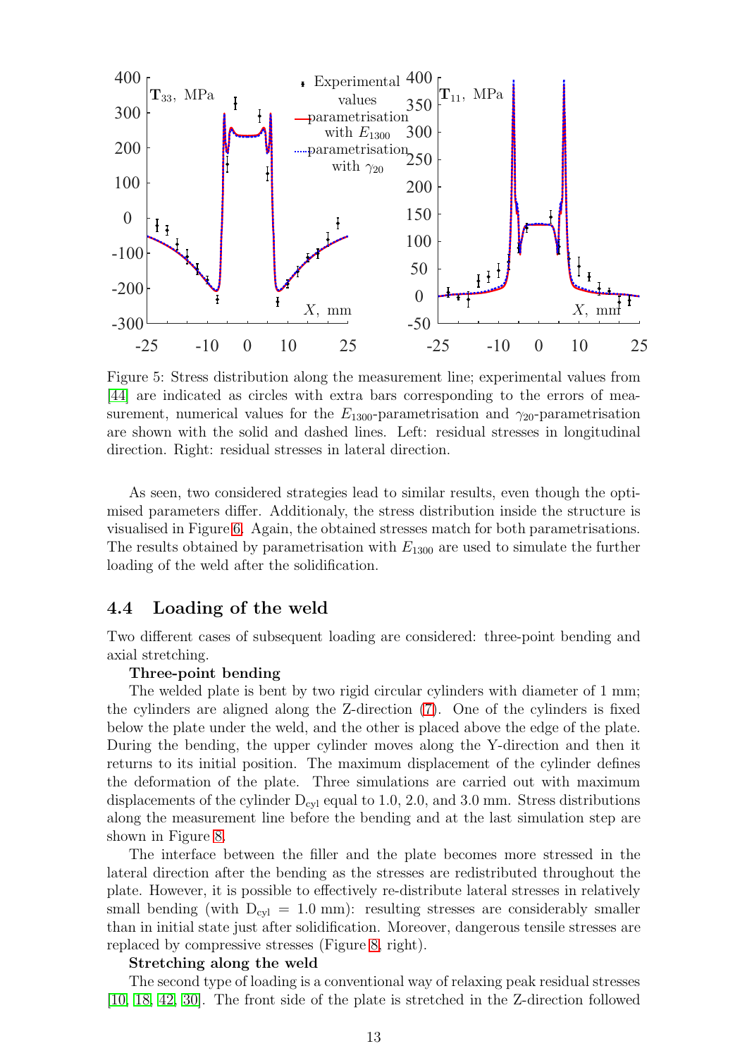Figure 5: Stress distribution along the measurement line; experimental values from [44] are indicated as circles with extra bars corresponding to the errors of measurement, numerical values for the $E_{1300}$-parametrisation and $\gamma_{20}$-parametrisation are shown with the solid and dashed lines. Left: residual stresses in longitudinal direction. Right: residual stresses in lateral direction.

As seen, two considered strategies lead to similar results, even though the optimised parameters differ. Additionaly, the stress distribution inside the structure is visualised in Figure 6. Again, the obtained stresses match for both parametrisations. The results obtained by parametrisation with $E_{1300}$ are used to simulate the further loading of the weld after the solidification.

### 4.4 Loading of the weld

Two different cases of subsequent loading are considered: three-point bending and axial stretching.

**Three-point bending**

The welded plate is bent by two rigid circular cylinders with diameter of 1 mm; the cylinders are aligned along the Z-direction (7). One of the cylinders is fixed below the plate under the weld, and the other is placed above the edge of the plate. During the bending, the upper cylinder moves along the Y-direction and then it returns to its initial position. The maximum displacement of the cylinder defines the deformation of the plate. Three simulations are carried out with maximum displacements of the cylinder $D_{cyl}$ equal to 1.0, 2.0, and 3.0 mm. Stress distributions along the measurement line before the bending and at the last simulation step are shown in Figure 8.

The interface between the filler and the plate becomes more stressed in the lateral direction after the bending as the stresses are redistributed throughout the plate. However, it is possible to effectively re-distribute lateral stresses in relatively small bending (with $D_{cyl}$ = 1.0 mm): resulting stresses are considerably smaller than in initial state just after solidification. Moreover, dangerous tensile stresses are replaced by compressive stresses (Figure 8, right).

**Stretching along the weld**

The second type of loading is a conventional way of relaxing peak residual stresses [10, 18, 42, 30]. The front side of the plate is stretched in the Z-direction followed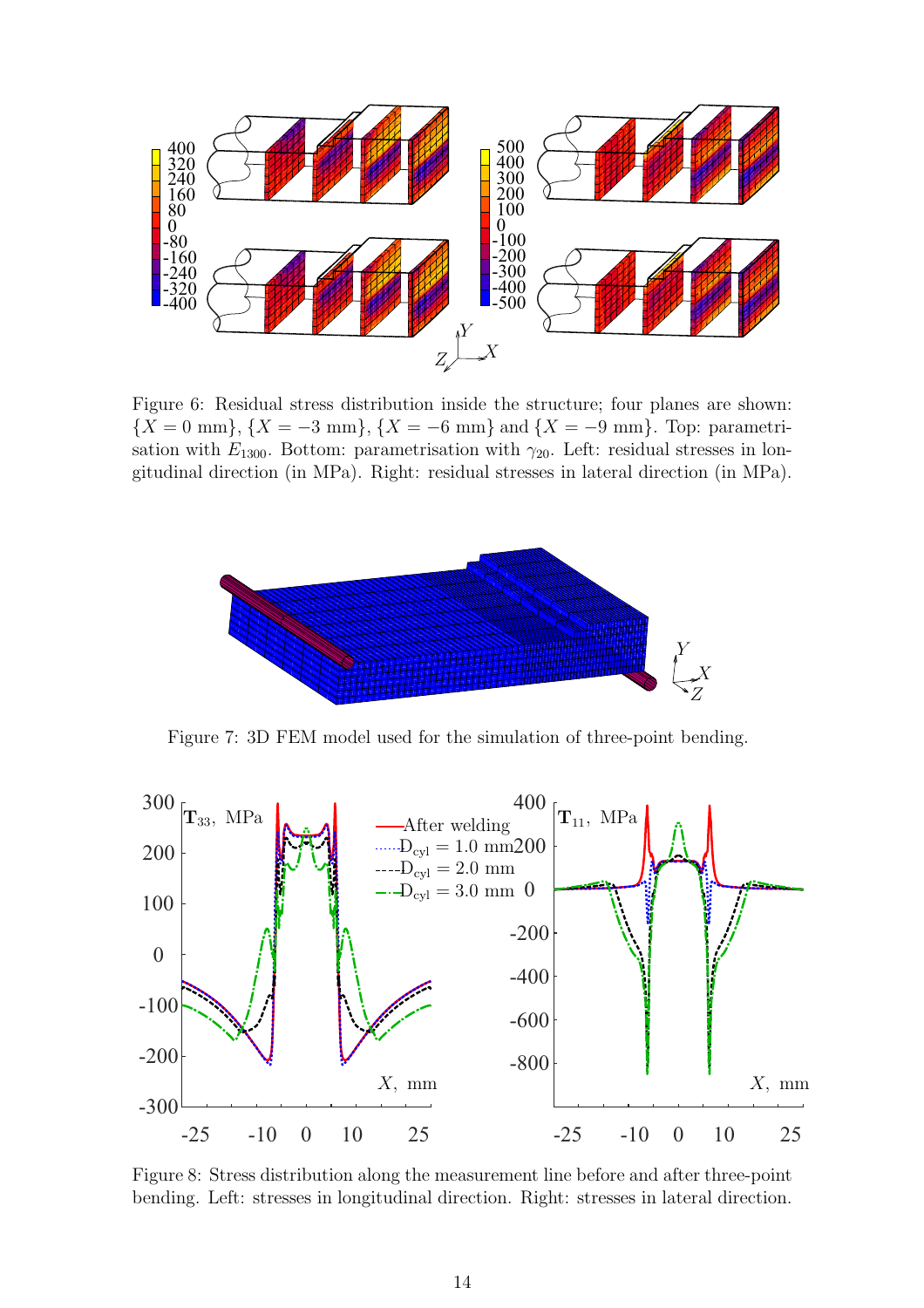Figure 6: Residual stress distribution inside the structure; four planes are shown: $\{X = 0 \text{ mm}\}$, $\{X = -3 \text{ mm}\}$, $\{X = -6 \text{ mm}\}$ and $\{X = -9 \text{ mm}\}$. Top: parametrisation with $E_{1300}$. Bottom: parametrisation with $\gamma_{20}$. Left: residual stresses in longitudinal direction (in MPa). Right: residual stresses in lateral direction (in MPa).

Figure 7: 3D FEM model used for the simulation of three-point bending.

Figure 8: Stress distribution along the measurement line before and after three-point bending. Left: stresses in longitudinal direction. Right: stresses in lateral direction.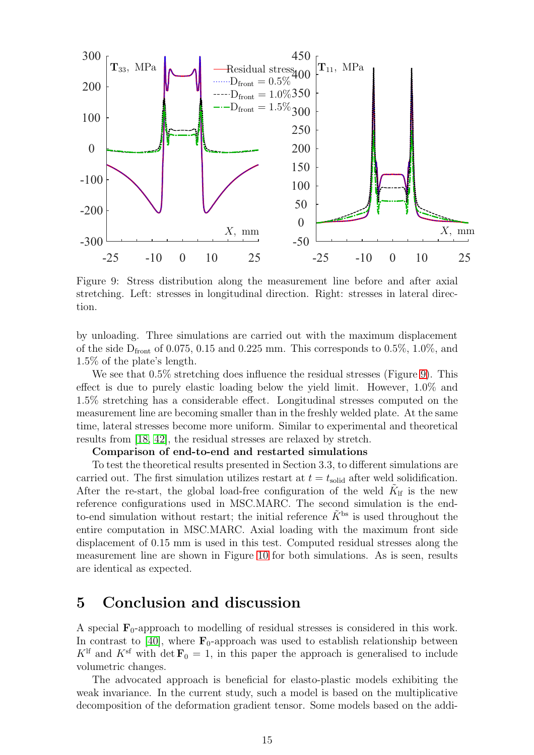Figure 9: Stress distribution along the measurement line before and after axial stretching. Left: stresses in longitudinal direction. Right: stresses in lateral direction.

by unloading. Three simulations are carried out with the maximum displacement of the side $D_{\text{front}}$ of 0.075, 0.15 and 0.225 mm. This corresponds to 0.5%, 1.0%, and 1.5% of the plate's length.

We see that 0.5% stretching does influence the residual stresses (Figure 9). This effect is due to purely elastic loading below the yield limit. However, 1.0% and 1.5% stretching has a considerable effect. Longitudinal stresses computed on the measurement line are becoming smaller than in the freshly welded plate. At the same time, lateral stresses become more uniform. Similar to experimental and theoretical results from [18, 42], the residual stresses are relaxed by stretch.

**Comparison of end-to-end and restarted simulations**

To test the theoretical results presented in Section 3.3, to different simulations are carried out. The first simulation utilizes restart at $t = t_{\text{solid}}$ after weld solidification. After the re-start, the global load-free configuration of the weld $\tilde{K}_{\text{lf}}$ is the new reference configurations used in MSC.MARC. The second simulation is the end-to-end simulation without restart; the initial reference $\tilde{K}^{\text{bs}}$ is used throughout the entire computation in MSC.MARC. Axial loading with the maximum front side displacement of 0.15 mm is used in this test. Computed residual stresses along the measurement line are shown in Figure 10 for both simulations. As is seen, results are identical as expected.

## 5 Conclusion and discussion

A special $\mathbf{F}_0$-approach to modelling of residual stresses is considered in this work. In contrast to [40], where $\mathbf{F}_0$-approach was used to establish relationship between $K^{\text{lf}}$ and $K^{\text{sf}}$ with $\det \mathbf{F}_0 = 1$, in this paper the approach is generalised to include volumetric changes.

The advocated approach is beneficial for elasto-plastic models exhibiting the weak invariance. In the current study, such a model is based on the multiplicative decomposition of the deformation gradient tensor. Some models based on the addi-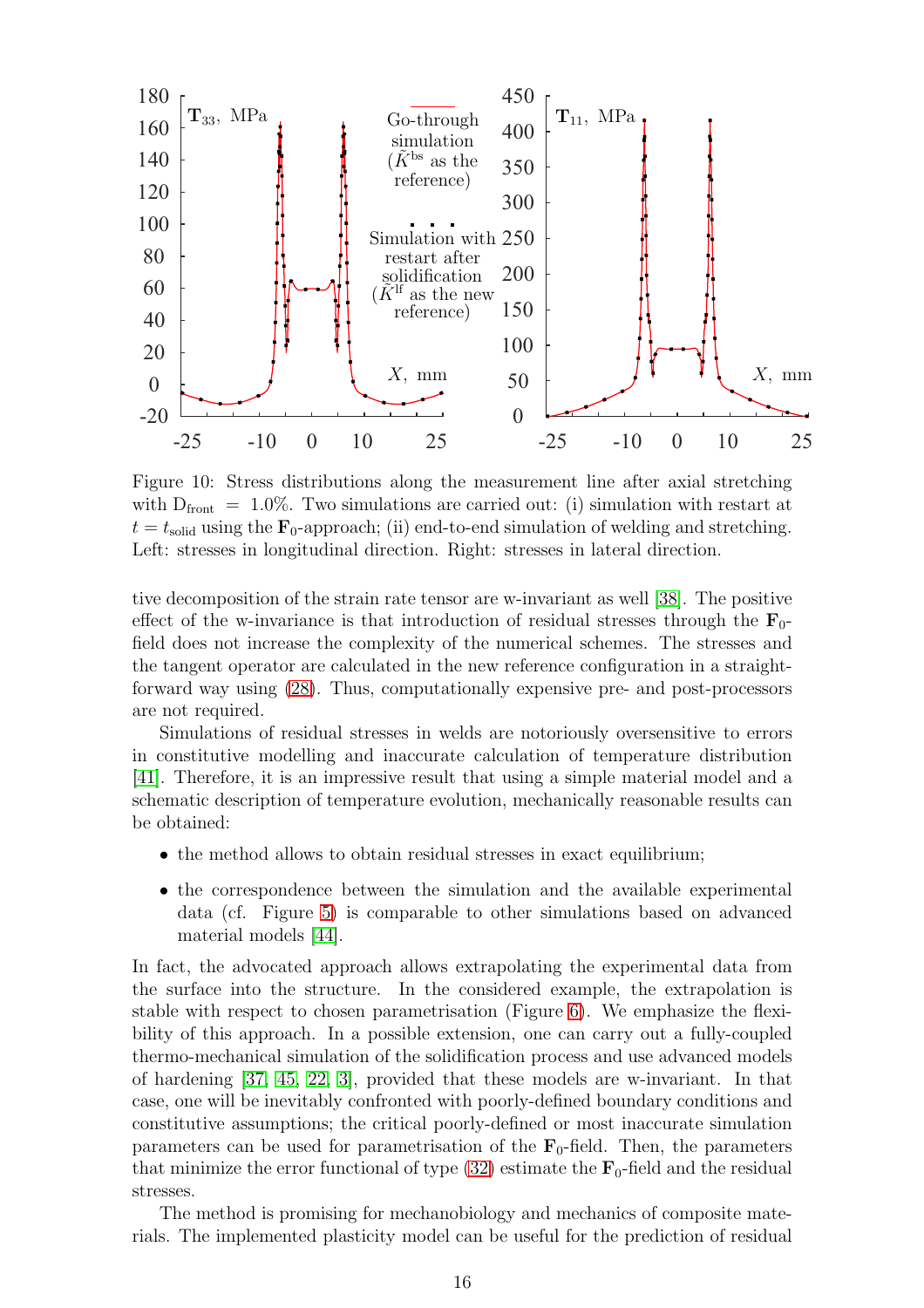Figure 10: Stress distributions along the measurement line after axial stretching with $D_{front} = 1.0\%$. Two simulations are carried out: (i) simulation with restart at $t = t_{solid}$ using the $\mathbf{F}_0$-approach; (ii) end-to-end simulation of welding and stretching. Left: stresses in longitudinal direction. Right: stresses in lateral direction.

tive decomposition of the strain rate tensor are w-invariant as well [38]. The positive effect of the w-invariance is that introduction of residual stresses through the $\mathbf{F}_0$-field does not increase the complexity of the numerical schemes. The stresses and the tangent operator are calculated in the new reference configuration in a straightforward way using (28). Thus, computationally expensive pre- and post-processors are not required.

Simulations of residual stresses in welds are notoriously oversensitive to errors in constitutive modelling and inaccurate calculation of temperature distribution [41]. Therefore, it is an impressive result that using a simple material model and a schematic description of temperature evolution, mechanically reasonable results can be obtained:

- the method allows to obtain residual stresses in exact equilibrium;
- the correspondence between the simulation and the available experimental data (cf. Figure 5) is comparable to other simulations based on advanced material models [44].

In fact, the advocated approach allows extrapolating the experimental data from the surface into the structure. In the considered example, the extrapolation is stable with respect to chosen parametrisation (Figure 6). We emphasize the flexibility of this approach. In a possible extension, one can carry out a fully-coupled thermo-mechanical simulation of the solidification process and use advanced models of hardening [37, 45, 22, 3], provided that these models are w-invariant. In that case, one will be inevitably confronted with poorly-defined boundary conditions and constitutive assumptions; the critical poorly-defined or most inaccurate simulation parameters can be used for parametrisation of the $\mathbf{F}_0$-field. Then, the parameters that minimize the error functional of type (32) estimate the $\mathbf{F}_0$-field and the residual stresses.

The method is promising for mechanobiology and mechanics of composite materials. The implemented plasticity model can be useful for the prediction of residual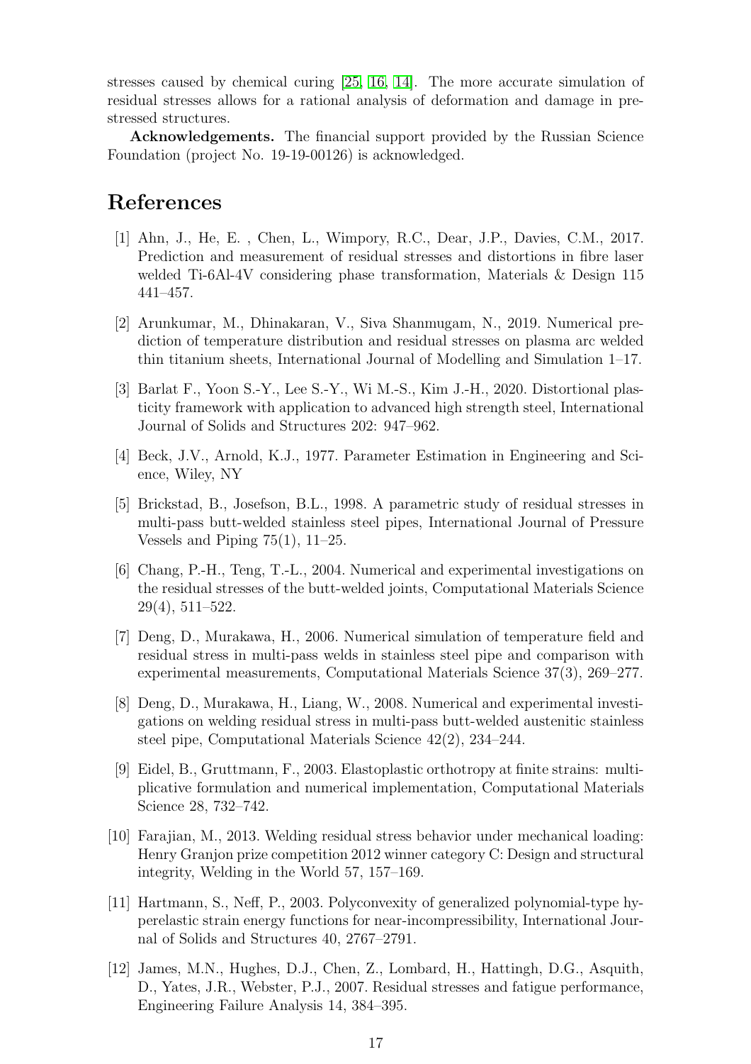stresses caused by chemical curing [25, 16, 14]. The more accurate simulation of residual stresses allows for a rational analysis of deformation and damage in prestressed structures.

**Acknowledgements.** The financial support provided by the Russian Science Foundation (project No. 19-19-00126) is acknowledged.

# References

[1] Ahn, J., He, E. , Chen, L., Wimpory, R.C., Dear, J.P., Davies, C.M., 2017. Prediction and measurement of residual stresses and distortions in fibre laser welded Ti-6Al-4V considering phase transformation, Materials & Design 115 441–457.

[2] Arunkumar, M., Dhinakaran, V., Siva Shanmugam, N., 2019. Numerical prediction of temperature distribution and residual stresses on plasma arc welded thin titanium sheets, International Journal of Modelling and Simulation 1–17.

[3] Barlat F., Yoon S.-Y., Lee S.-Y., Wi M.-S., Kim J.-H., 2020. Distortional plasticity framework with application to advanced high strength steel, International Journal of Solids and Structures 202: 947–962.

[4] Beck, J.V., Arnold, K.J., 1977. Parameter Estimation in Engineering and Science, Wiley, NY

[5] Brickstad, B., Josefson, B.L., 1998. A parametric study of residual stresses in multi-pass butt-welded stainless steel pipes, International Journal of Pressure Vessels and Piping 75(1), 11–25.

[6] Chang, P.-H., Teng, T.-L., 2004. Numerical and experimental investigations on the residual stresses of the butt-welded joints, Computational Materials Science 29(4), 511–522.

[7] Deng, D., Murakawa, H., 2006. Numerical simulation of temperature field and residual stress in multi-pass welds in stainless steel pipe and comparison with experimental measurements, Computational Materials Science 37(3), 269–277.

[8] Deng, D., Murakawa, H., Liang, W., 2008. Numerical and experimental investigations on welding residual stress in multi-pass butt-welded austenitic stainless steel pipe, Computational Materials Science 42(2), 234–244.

[9] Eidel, B., Gruttmann, F., 2003. Elastoplastic orthotropy at finite strains: multiplicative formulation and numerical implementation, Computational Materials Science 28, 732–742.

[10] Farajian, M., 2013. Welding residual stress behavior under mechanical loading: Henry Granjon prize competition 2012 winner category C: Design and structural integrity, Welding in the World 57, 157–169.

[11] Hartmann, S., Neff, P., 2003. Polyconvexity of generalized polynomial-type hyperelastic strain energy functions for near-incompressibility, International Journal of Solids and Structures 40, 2767–2791.

[12] James, M.N., Hughes, D.J., Chen, Z., Lombard, H., Hattingh, D.G., Asquith, D., Yates, J.R., Webster, P.J., 2007. Residual stresses and fatigue performance, Engineering Failure Analysis 14, 384–395.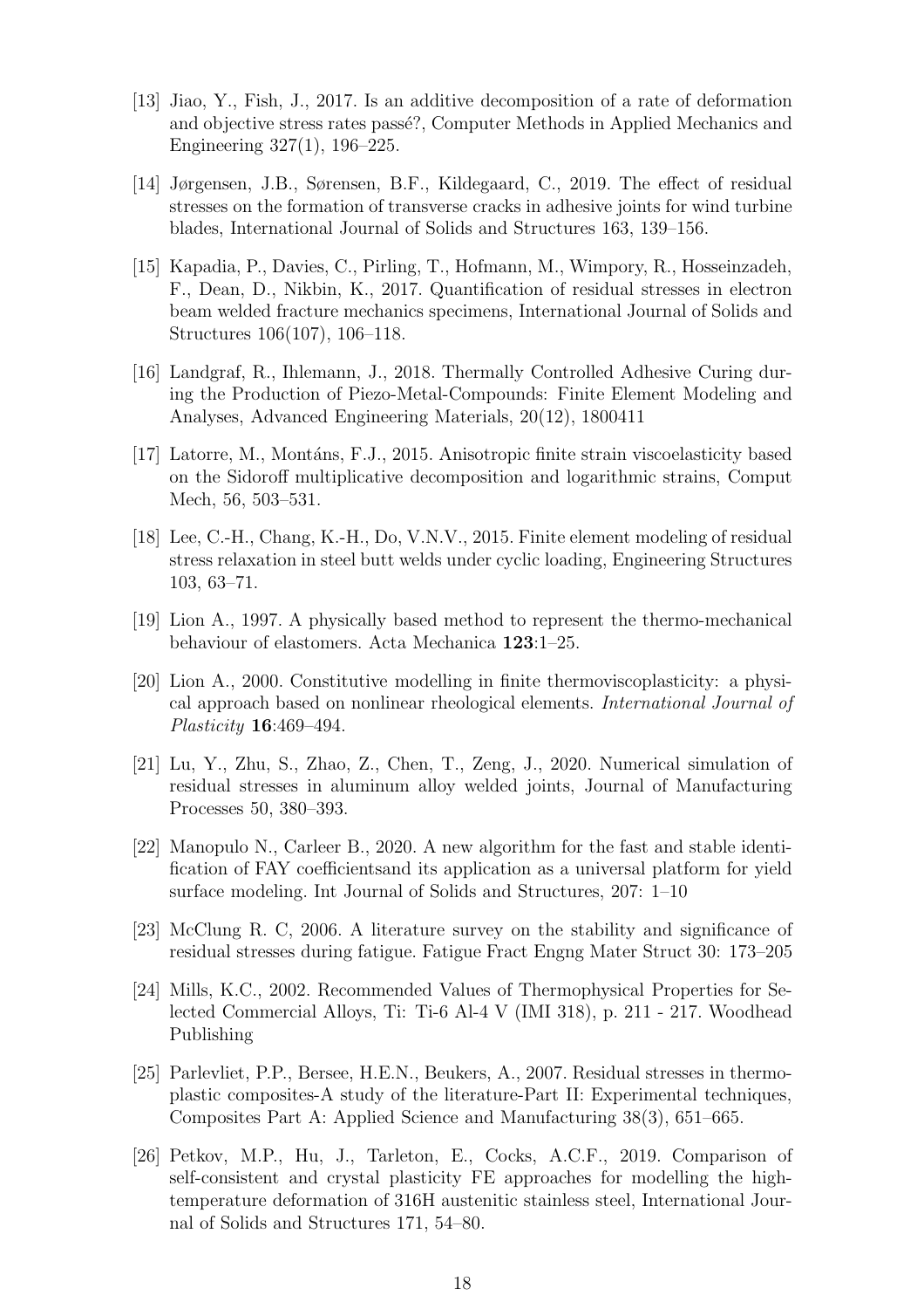[13] Jiao, Y., Fish, J., 2017. Is an additive decomposition of a rate of deformation and objective stress rates passé?, Computer Methods in Applied Mechanics and Engineering 327(1), 196–225.

[14] Jørgensen, J.B., Sørensen, B.F., Kildegaard, C., 2019. The effect of residual stresses on the formation of transverse cracks in adhesive joints for wind turbine blades, International Journal of Solids and Structures 163, 139–156.

[15] Kapadia, P., Davies, C., Pirling, T., Hofmann, M., Wimpory, R., Hosseinzadeh, F., Dean, D., Nikbin, K., 2017. Quantification of residual stresses in electron beam welded fracture mechanics specimens, International Journal of Solids and Structures 106(107), 106–118.

[16] Landgraf, R., Ihlemann, J., 2018. Thermally Controlled Adhesive Curing during the Production of Piezo-Metal-Compounds: Finite Element Modeling and Analyses, Advanced Engineering Materials, 20(12), 1800411

[17] Latorre, M., Montáns, F.J., 2015. Anisotropic finite strain viscoelasticity based on the Sidoroff multiplicative decomposition and logarithmic strains, Comput Mech, 56, 503–531.

[18] Lee, C.-H., Chang, K.-H., Do, V.N.V., 2015. Finite element modeling of residual stress relaxation in steel butt welds under cyclic loading, Engineering Structures 103, 63–71.

[19] Lion A., 1997. A physically based method to represent the thermo-mechanical behaviour of elastomers. Acta Mechanica **123**:1–25.

[20] Lion A., 2000. Constitutive modelling in finite thermoviscoplasticity: a physical approach based on nonlinear rheological elements. *International Journal of Plasticity* **16**:469–494.

[21] Lu, Y., Zhu, S., Zhao, Z., Chen, T., Zeng, J., 2020. Numerical simulation of residual stresses in aluminum alloy welded joints, Journal of Manufacturing Processes 50, 380–393.

[22] Manopulo N., Carleer B., 2020. A new algorithm for the fast and stable identification of FAY coefficientsand its application as a universal platform for yield surface modeling. Int Journal of Solids and Structures, 207: 1–10

[23] McClung R. C, 2006. A literature survey on the stability and significance of residual stresses during fatigue. Fatigue Fract Engng Mater Struct 30: 173–205

[24] Mills, K.C., 2002. Recommended Values of Thermophysical Properties for Selected Commercial Alloys, Ti: Ti-6 Al-4 V (IMI 318), p. 211 - 217. Woodhead Publishing

[25] Parlevliet, P.P., Bersee, H.E.N., Beukers, A., 2007. Residual stresses in thermoplastic composites-A study of the literature-Part II: Experimental techniques, Composites Part A: Applied Science and Manufacturing 38(3), 651–665.

[26] Petkov, M.P., Hu, J., Tarleton, E., Cocks, A.C.F., 2019. Comparison of self-consistent and crystal plasticity FE approaches for modelling the high-temperature deformation of 316H austenitic stainless steel, International Journal of Solids and Structures 171, 54–80.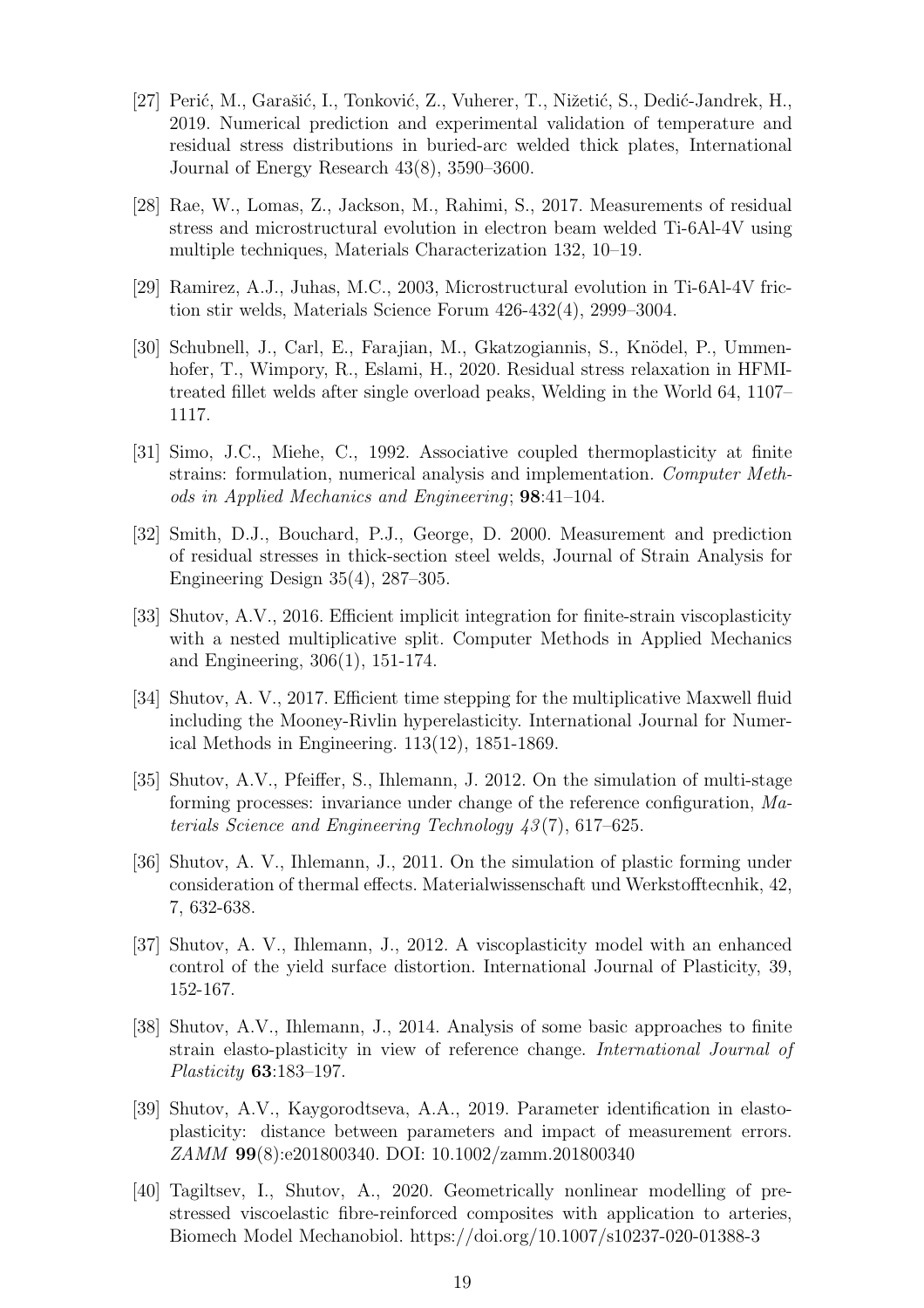[27] Perić, M., Garašić, I., Tonković, Z., Vuherer, T., Nižetić, S., Dedić-Jandrek, H., 2019. Numerical prediction and experimental validation of temperature and residual stress distributions in buried-arc welded thick plates, International Journal of Energy Research 43(8), 3590–3600.

[28] Rae, W., Lomas, Z., Jackson, M., Rahimi, S., 2017. Measurements of residual stress and microstructural evolution in electron beam welded Ti-6Al-4V using multiple techniques, Materials Characterization 132, 10–19.

[29] Ramirez, A.J., Juhas, M.C., 2003, Microstructural evolution in Ti-6Al-4V friction stir welds, Materials Science Forum 426-432(4), 2999–3004.

[30] Schubnell, J., Carl, E., Farajian, M., Gkatzogiannis, S., Knödel, P., Ummenhofer, T., Wimpory, R., Eslami, H., 2020. Residual stress relaxation in HFMI-treated fillet welds after single overload peaks, Welding in the World 64, 1107–1117.

[31] Simo, J.C., Miehe, C., 1992. Associative coupled thermoplasticity at finite strains: formulation, numerical analysis and implementation. *Computer Methods in Applied Mechanics and Engineering*; **98**:41–104.

[32] Smith, D.J., Bouchard, P.J., George, D. 2000. Measurement and prediction of residual stresses in thick-section steel welds, Journal of Strain Analysis for Engineering Design 35(4), 287–305.

[33] Shutov, A.V., 2016. Efficient implicit integration for finite-strain viscoplasticity with a nested multiplicative split. Computer Methods in Applied Mechanics and Engineering, 306(1), 151-174.

[34] Shutov, A. V., 2017. Efficient time stepping for the multiplicative Maxwell fluid including the Mooney-Rivlin hyperelasticity. International Journal for Numerical Methods in Engineering. 113(12), 1851-1869.

[35] Shutov, A.V., Pfeiffer, S., Ihlemann, J. 2012. On the simulation of multi-stage forming processes: invariance under change of the reference configuration, *Materials Science and Engineering Technology 43*(7), 617–625.

[36] Shutov, A. V., Ihlemann, J., 2011. On the simulation of plastic forming under consideration of thermal effects. Materialwissenschaft und Werkstofftecnhik, 42, 7, 632-638.

[37] Shutov, A. V., Ihlemann, J., 2012. A viscoplasticity model with an enhanced control of the yield surface distortion. International Journal of Plasticity, 39, 152-167.

[38] Shutov, A.V., Ihlemann, J., 2014. Analysis of some basic approaches to finite strain elasto-plasticity in view of reference change. *International Journal of Plasticity* **63**:183–197.

[39] Shutov, A.V., Kaygorodtseva, A.A., 2019. Parameter identification in elasto-plasticity: distance between parameters and impact of measurement errors. *ZAMM* **99**(8):e201800340. DOI: 10.1002/zamm.201800340

[40] Tagiltsev, I., Shutov, A., 2020. Geometrically nonlinear modelling of pre-stressed viscoelastic fibre-reinforced composites with application to arteries, Biomech Model Mechanobiol. https://doi.org/10.1007/s10237-020-01388-3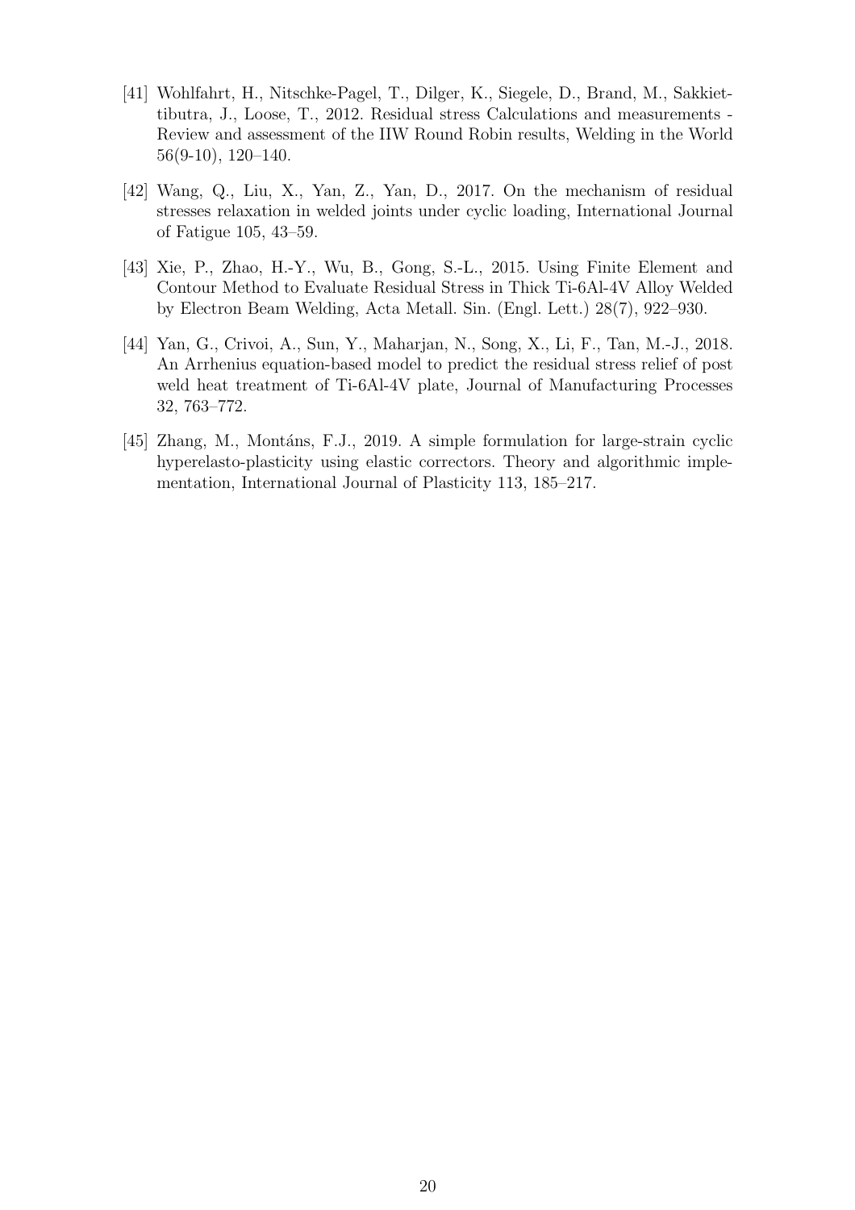[41] Wohlfahrt, H., Nitschke-Pagel, T., Dilger, K., Siegele, D., Brand, M., Sakkiettibutra, J., Loose, T., 2012. Residual stress Calculations and measurements - Review and assessment of the IIW Round Robin results, Welding in the World 56(9-10), 120–140.

[42] Wang, Q., Liu, X., Yan, Z., Yan, D., 2017. On the mechanism of residual stresses relaxation in welded joints under cyclic loading, International Journal of Fatigue 105, 43–59.

[43] Xie, P., Zhao, H.-Y., Wu, B., Gong, S.-L., 2015. Using Finite Element and Contour Method to Evaluate Residual Stress in Thick Ti-6Al-4V Alloy Welded by Electron Beam Welding, Acta Metall. Sin. (Engl. Lett.) 28(7), 922–930.

[44] Yan, G., Crivoi, A., Sun, Y., Maharjan, N., Song, X., Li, F., Tan, M.-J., 2018. An Arrhenius equation-based model to predict the residual stress relief of post weld heat treatment of Ti-6Al-4V plate, Journal of Manufacturing Processes 32, 763–772.

[45] Zhang, M., Montáns, F.J., 2019. A simple formulation for large-strain cyclic hyperelasto-plasticity using elastic correctors. Theory and algorithmic implementation, International Journal of Plasticity 113, 185–217.